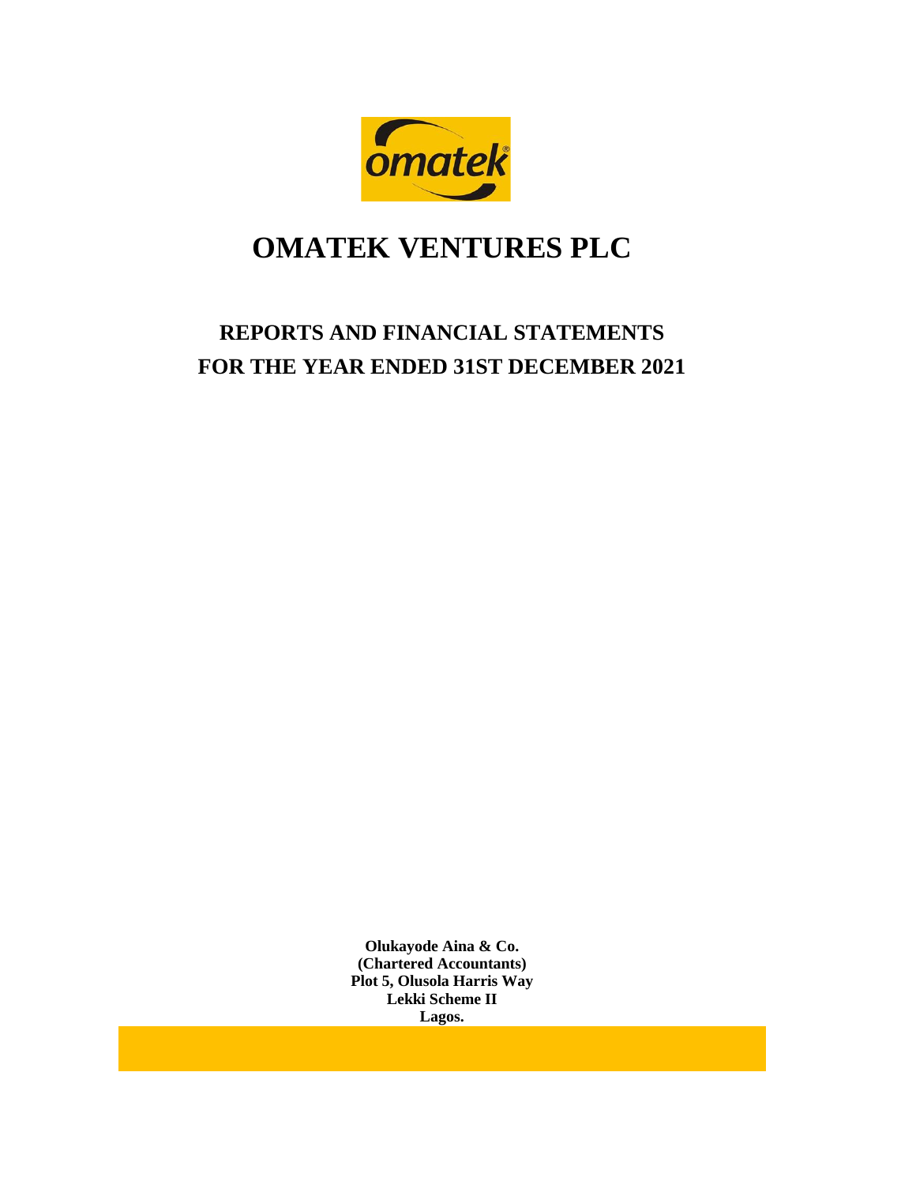# OMATEK VENTURES PLC

## REPORTS AND FINANCIAL STATEMENTS
## FOR THE YEAR ENDED 31ST DECEMBER 2021

**Olukayode Aina & Co.**
**(Chartered Accountants)**
**Plot 5, Olusola Harris Way**
**Lekki Scheme II**
**Lagos.**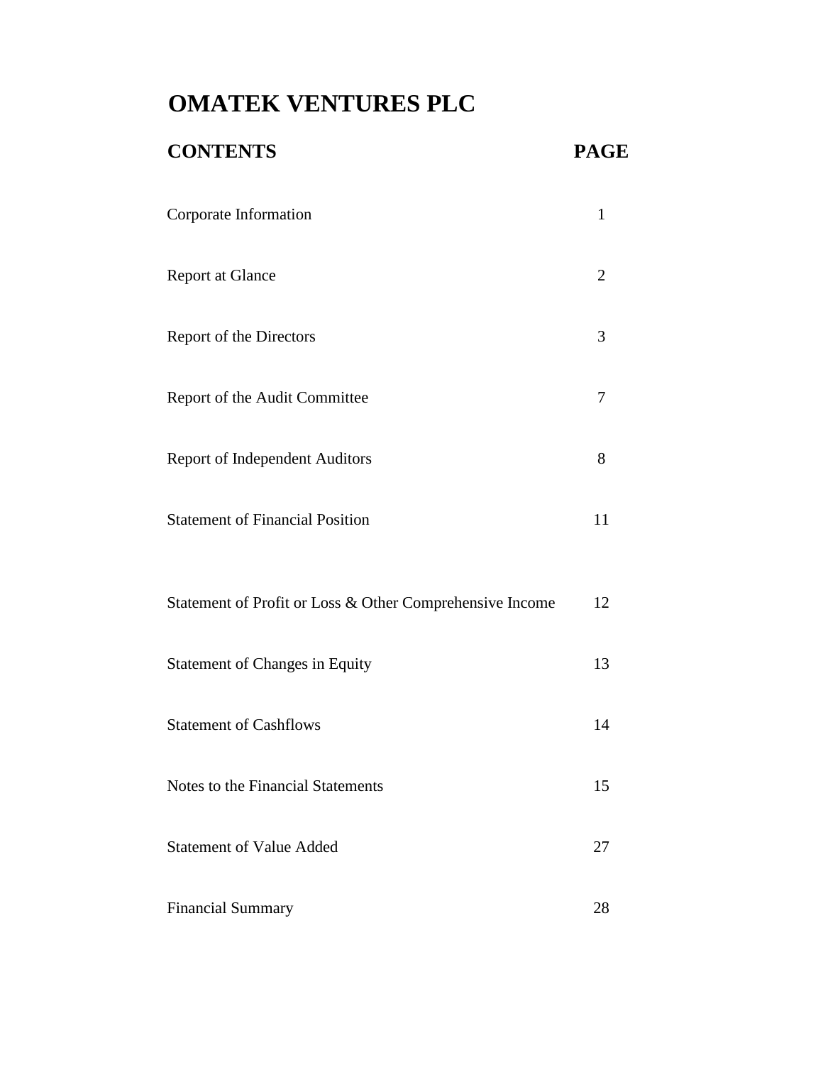# OMATEK VENTURES PLC

| CONTENTS | PAGE |
|---|---|
| Corporate Information | 1 |
| Report at Glance | 2 |
| Report of the Directors | 3 |
| Report of the Audit Committee | 7 |
| Report of Independent Auditors | 8 |
| Statement of Financial Position | 11 |
| Statement of Profit or Loss & Other Comprehensive Income | 12 |
| Statement of Changes in Equity | 13 |
| Statement of Cashflows | 14 |
| Notes to the Financial Statements | 15 |
| Statement of Value Added | 27 |
| Financial Summary | 28 |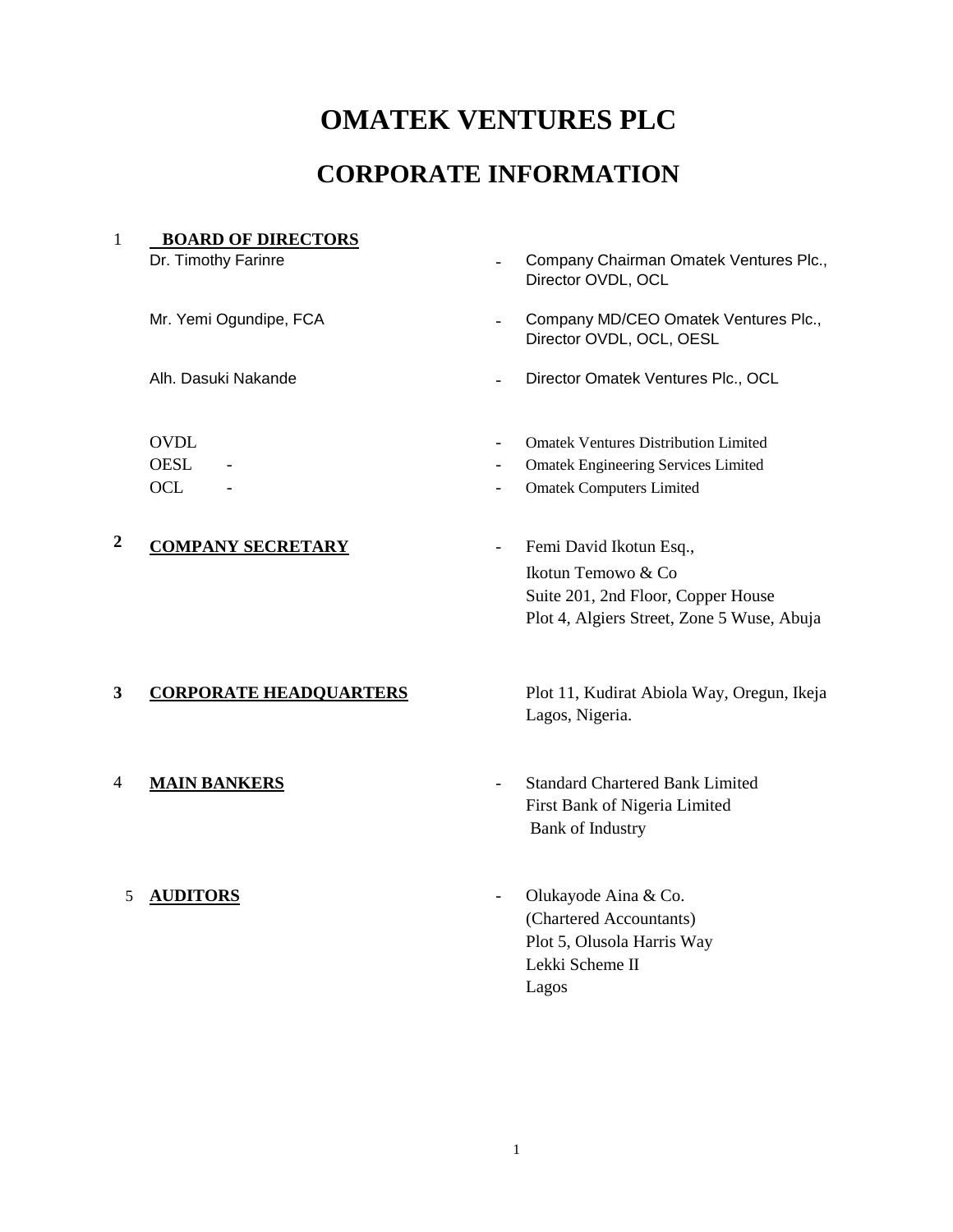# OMATEK VENTURES PLC

## CORPORATE INFORMATION

1 **BOARD OF DIRECTORS**

| | | |
|---|---|---|
| Dr. Timothy Farinre | - | Company Chairman Omatek Ventures Plc., Director OVDL, OCL |
| Mr. Yemi Ogundipe, FCA | - | Company MD/CEO Omatek Ventures Plc., Director OVDL, OCL, OESL |
| Alh. Dasuki Nakande | - | Director Omatek Ventures Plc., OCL |

| | | |
|---|---|---|
| OVDL | - | Omatek Ventures Distribution Limited |
| OESL - | - | Omatek Engineering Services Limited |
| OCL - | - | Omatek Computers Limited |

2 **COMPANY SECRETARY** - Femi David Ikotun Esq.,
Ikotun Temowo & Co
Suite 201, 2nd Floor, Copper House
Plot 4, Algiers Street, Zone 5 Wuse, Abuja

3 **CORPORATE HEADQUARTERS** Plot 11, Kudirat Abiola Way, Oregun, Ikeja
Lagos, Nigeria.

4 **MAIN BANKERS** - Standard Chartered Bank Limited
First Bank of Nigeria Limited
Bank of Industry

5 **AUDITORS** - Olukayode Aina & Co.
(Chartered Accountants)
Plot 5, Olusola Harris Way
Lekki Scheme II
Lagos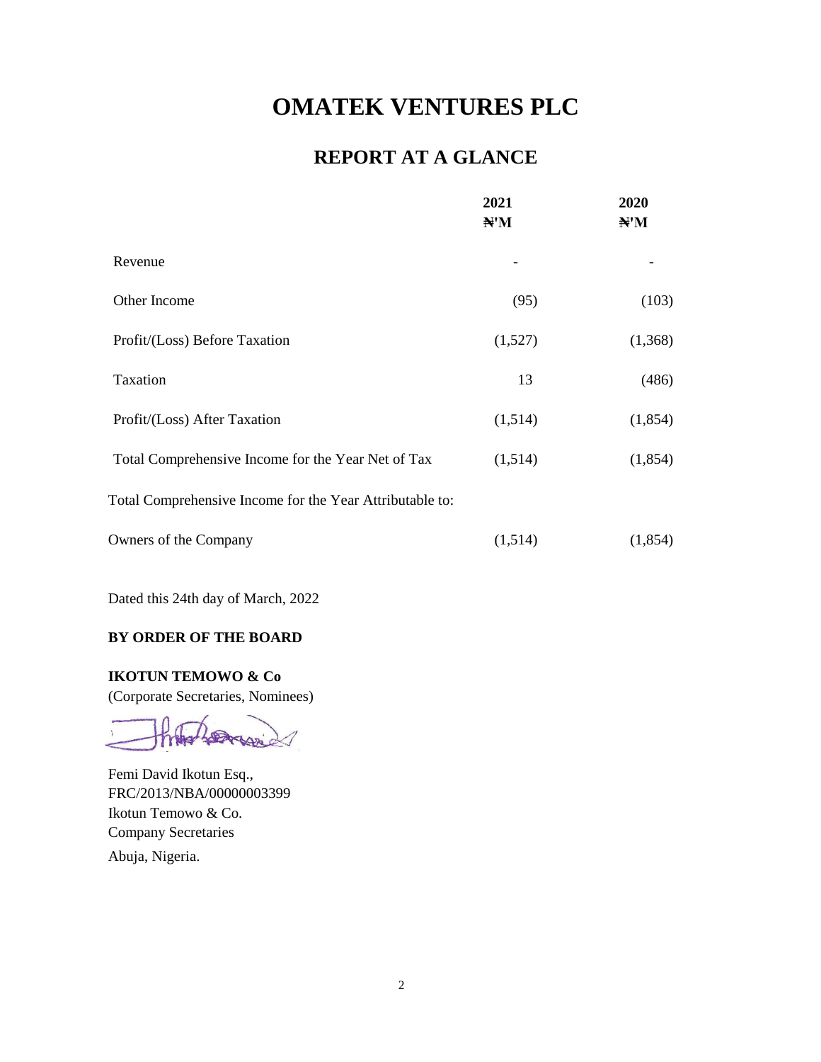# OMATEK VENTURES PLC

## REPORT AT A GLANCE

| | 2021<br>₦'M | 2020<br>₦'M |
|---|---|---|
| Revenue | - | - |
| Other Income | (95) | (103) |
| Profit/(Loss) Before Taxation | (1,527) | (1,368) |
| Taxation | 13 | (486) |
| Profit/(Loss) After Taxation | (1,514) | (1,854) |
| Total Comprehensive Income for the Year Net of Tax | (1,514) | (1,854) |
| Total Comprehensive Income for the Year Attributable to: | | |
| Owners of the Company | (1,514) | (1,854) |

Dated this 24th day of March, 2022

**BY ORDER OF THE BOARD**

**IKOTUN TEMOWO & Co**
(Corporate Secretaries, Nominees)

Femi David Ikotun Esq.,
FRC/2013/NBA/00000003399
Ikotun Temowo & Co.
Company Secretaries
Abuja, Nigeria.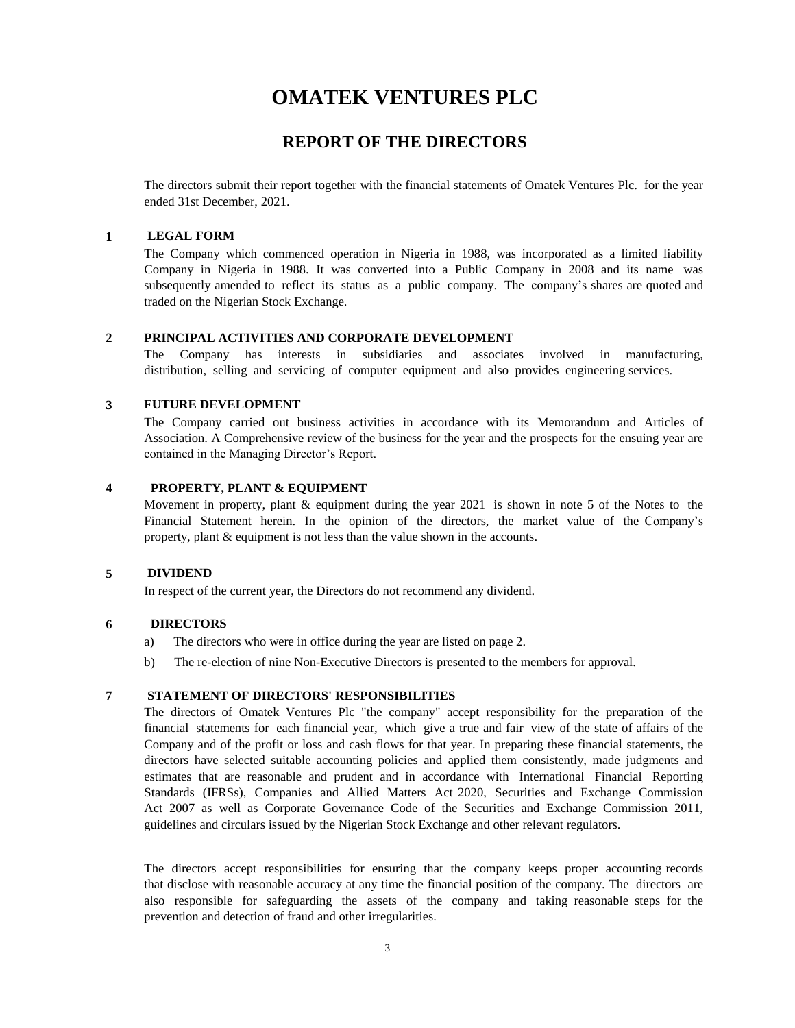# OMATEK VENTURES PLC

## REPORT OF THE DIRECTORS

The directors submit their report together with the financial statements of Omatek Ventures Plc. for the year ended 31st December, 2021.

### 1 LEGAL FORM

The Company which commenced operation in Nigeria in 1988, was incorporated as a limited liability Company in Nigeria in 1988. It was converted into a Public Company in 2008 and its name was subsequently amended to reflect its status as a public company. The company's shares are quoted and traded on the Nigerian Stock Exchange.

### 2 PRINCIPAL ACTIVITIES AND CORPORATE DEVELOPMENT

The Company has interests in subsidiaries and associates involved in manufacturing, distribution, selling and servicing of computer equipment and also provides engineering services.

### 3 FUTURE DEVELOPMENT

The Company carried out business activities in accordance with its Memorandum and Articles of Association. A Comprehensive review of the business for the year and the prospects for the ensuing year are contained in the Managing Director's Report.

### 4 PROPERTY, PLANT & EQUIPMENT

Movement in property, plant & equipment during the year 2021 is shown in note 5 of the Notes to the Financial Statement herein. In the opinion of the directors, the market value of the Company's property, plant & equipment is not less than the value shown in the accounts.

### 5 DIVIDEND

In respect of the current year, the Directors do not recommend any dividend.

### 6 DIRECTORS

a) The directors who were in office during the year are listed on page 2.

b) The re-election of nine Non-Executive Directors is presented to the members for approval.

### 7 STATEMENT OF DIRECTORS' RESPONSIBILITIES

The directors of Omatek Ventures Plc "the company" accept responsibility for the preparation of the financial statements for each financial year, which give a true and fair view of the state of affairs of the Company and of the profit or loss and cash flows for that year. In preparing these financial statements, the directors have selected suitable accounting policies and applied them consistently, made judgments and estimates that are reasonable and prudent and in accordance with International Financial Reporting Standards (IFRSs), Companies and Allied Matters Act 2020, Securities and Exchange Commission Act 2007 as well as Corporate Governance Code of the Securities and Exchange Commission 2011, guidelines and circulars issued by the Nigerian Stock Exchange and other relevant regulators.

The directors accept responsibilities for ensuring that the company keeps proper accounting records that disclose with reasonable accuracy at any time the financial position of the company. The directors are also responsible for safeguarding the assets of the company and taking reasonable steps for the prevention and detection of fraud and other irregularities.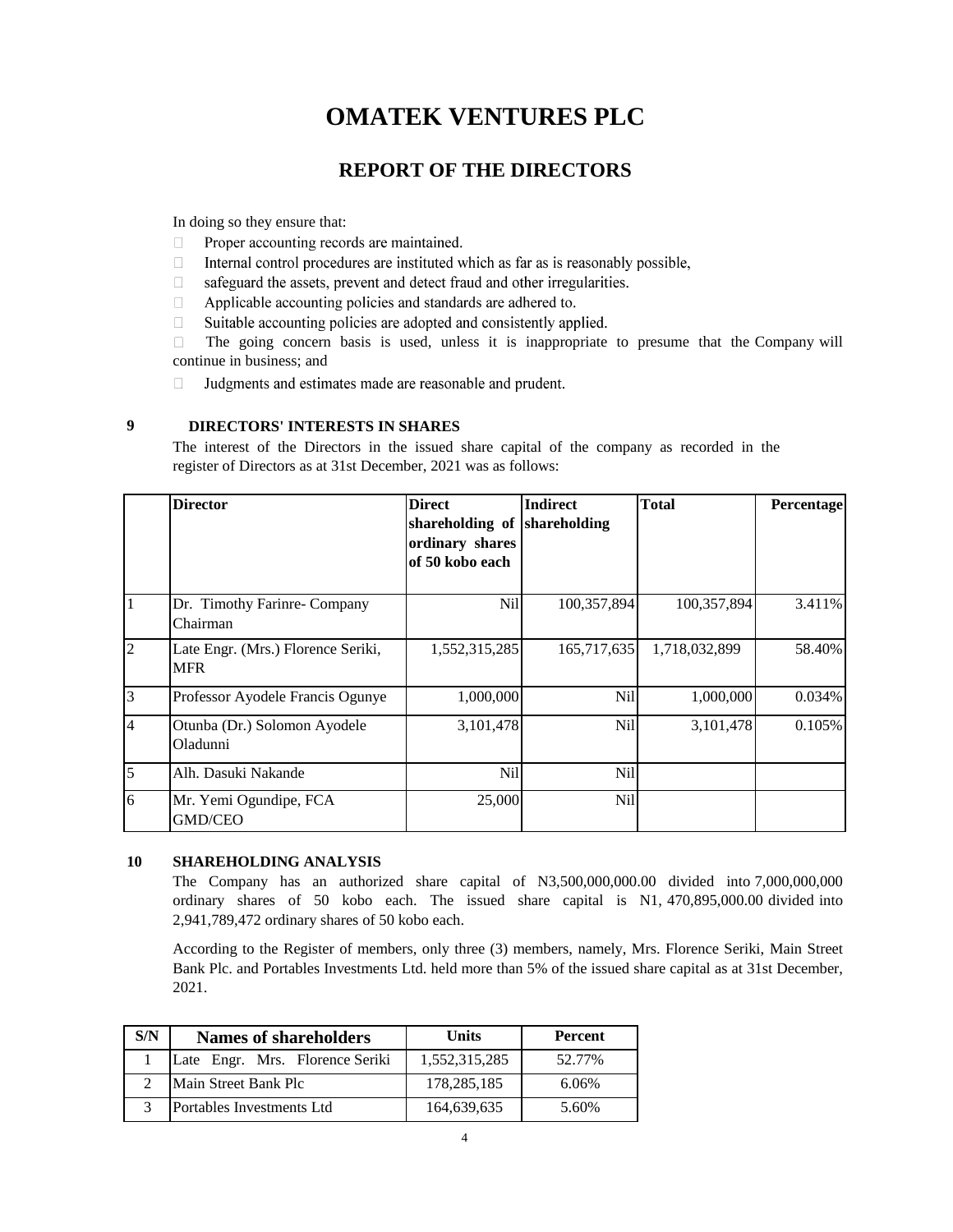# OMATEK VENTURES PLC

## REPORT OF THE DIRECTORS

In doing so they ensure that:

- Proper accounting records are maintained.
- Internal control procedures are instituted which as far as is reasonably possible,
- safeguard the assets, prevent and detect fraud and other irregularities.
- Applicable accounting policies and standards are adhered to.
- Suitable accounting policies are adopted and consistently applied.
- The going concern basis is used, unless it is inappropriate to presume that the Company will continue in business; and
- Judgments and estimates made are reasonable and prudent.

### 9 DIRECTORS' INTERESTS IN SHARES

The interest of the Directors in the issued share capital of the company as recorded in the register of Directors as at 31st December, 2021 was as follows:

| | Director | Direct shareholding of ordinary shares of 50 kobo each | Indirect shareholding | Total | Percentage |
|---|---|---|---|---|---|
| 1 | Dr. Timothy Farinre- Company Chairman | Nil | 100,357,894 | 100,357,894 | 3.411% |
| 2 | Late Engr. (Mrs.) Florence Seriki, MFR | 1,552,315,285 | 165,717,635 | 1,718,032,899 | 58.40% |
| 3 | Professor Ayodele Francis Ogunye | 1,000,000 | Nil | 1,000,000 | 0.034% |
| 4 | Otunba (Dr.) Solomon Ayodele Oladunni | 3,101,478 | Nil | 3,101,478 | 0.105% |
| 5 | Alh. Dasuki Nakande | Nil | Nil | | |
| 6 | Mr. Yemi Ogundipe, FCA GMD/CEO | 25,000 | Nil | | |

### 10 SHAREHOLDING ANALYSIS

The Company has an authorized share capital of N3,500,000,000.00 divided into 7,000,000,000 ordinary shares of 50 kobo each. The issued share capital is N1, 470,895,000.00 divided into 2,941,789,472 ordinary shares of 50 kobo each.

According to the Register of members, only three (3) members, namely, Mrs. Florence Seriki, Main Street Bank Plc. and Portables Investments Ltd. held more than 5% of the issued share capital as at 31st December, 2021.

| S/N | Names of shareholders | Units | Percent |
|---|---|---|---|
| 1 | Late Engr. Mrs. Florence Seriki | 1,552,315,285 | 52.77% |
| 2 | Main Street Bank Plc | 178,285,185 | 6.06% |
| 3 | Portables Investments Ltd | 164,639,635 | 5.60% |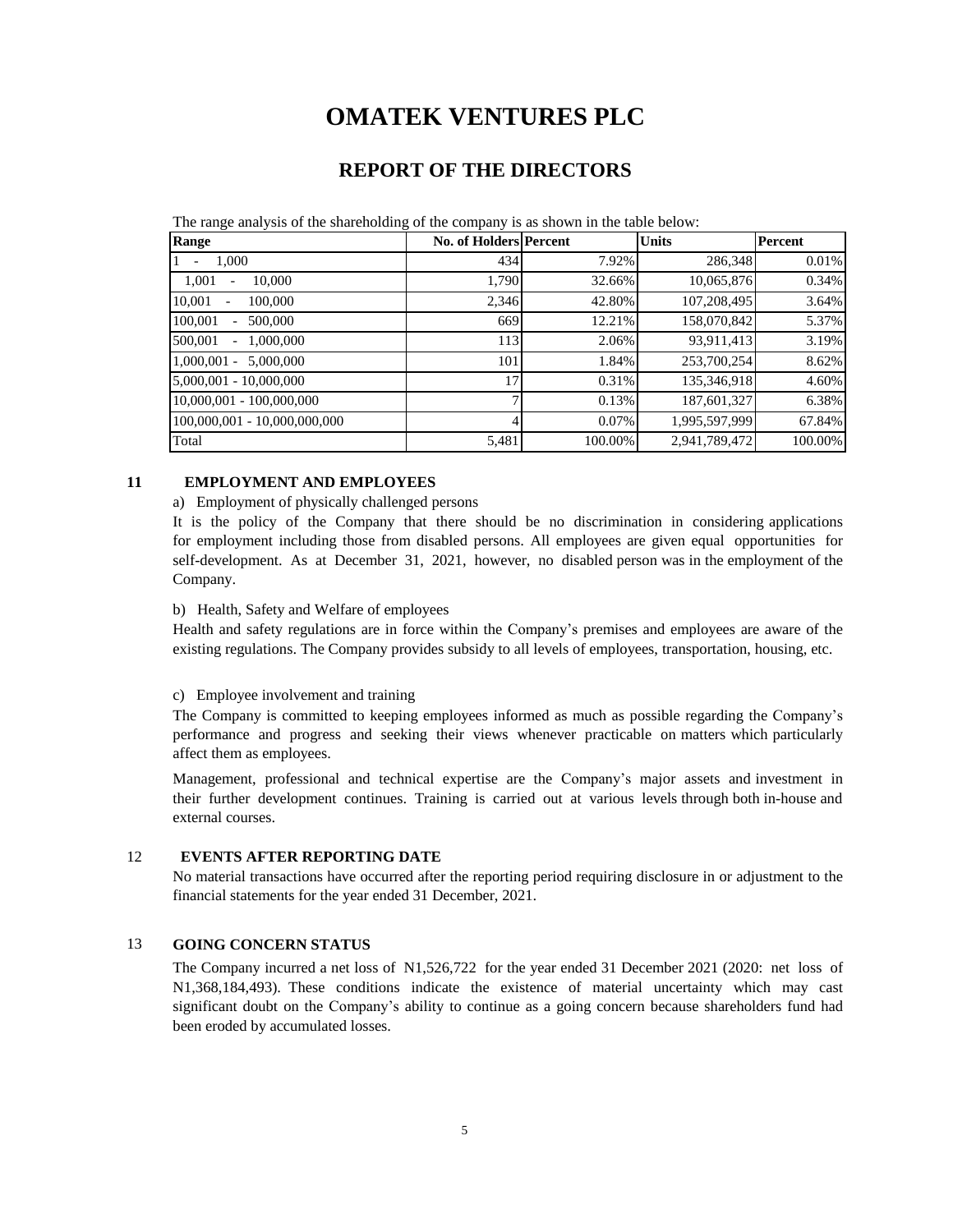# OMATEK VENTURES PLC

## REPORT OF THE DIRECTORS

The range analysis of the shareholding of the company is as shown in the table below:

| Range | No. of Holders | Percent | Units | Percent |
|---|---|---|---|---|
| 1 - 1,000 | 434 | 7.92% | 286,348 | 0.01% |
| 1,001 - 10,000 | 1,790 | 32.66% | 10,065,876 | 0.34% |
| 10,001 - 100,000 | 2,346 | 42.80% | 107,208,495 | 3.64% |
| 100,001 - 500,000 | 669 | 12.21% | 158,070,842 | 5.37% |
| 500,001 - 1,000,000 | 113 | 2.06% | 93,911,413 | 3.19% |
| 1,000,001 - 5,000,000 | 101 | 1.84% | 253,700,254 | 8.62% |
| 5,000,001 - 10,000,000 | 17 | 0.31% | 135,346,918 | 4.60% |
| 10,000,001 - 100,000,000 | 7 | 0.13% | 187,601,327 | 6.38% |
| 100,000,001 - 10,000,000,000 | 4 | 0.07% | 1,995,597,999 | 67.84% |
| Total | 5,481 | 100.00% | 2,941,789,472 | 100.00% |

### 11 EMPLOYMENT AND EMPLOYEES

a) Employment of physically challenged persons

It is the policy of the Company that there should be no discrimination in considering applications for employment including those from disabled persons. All employees are given equal opportunities for self-development. As at December 31, 2021, however, no disabled person was in the employment of the Company.

b) Health, Safety and Welfare of employees

Health and safety regulations are in force within the Company's premises and employees are aware of the existing regulations. The Company provides subsidy to all levels of employees, transportation, housing, etc.

c) Employee involvement and training

The Company is committed to keeping employees informed as much as possible regarding the Company's performance and progress and seeking their views whenever practicable on matters which particularly affect them as employees.

Management, professional and technical expertise are the Company's major assets and investment in their further development continues. Training is carried out at various levels through both in-house and external courses.

### 12 EVENTS AFTER REPORTING DATE

No material transactions have occurred after the reporting period requiring disclosure in or adjustment to the financial statements for the year ended 31 December, 2021.

### 13 GOING CONCERN STATUS

The Company incurred a net loss of N1,526,722 for the year ended 31 December 2021 (2020: net loss of N1,368,184,493). These conditions indicate the existence of material uncertainty which may cast significant doubt on the Company's ability to continue as a going concern because shareholders fund had been eroded by accumulated losses.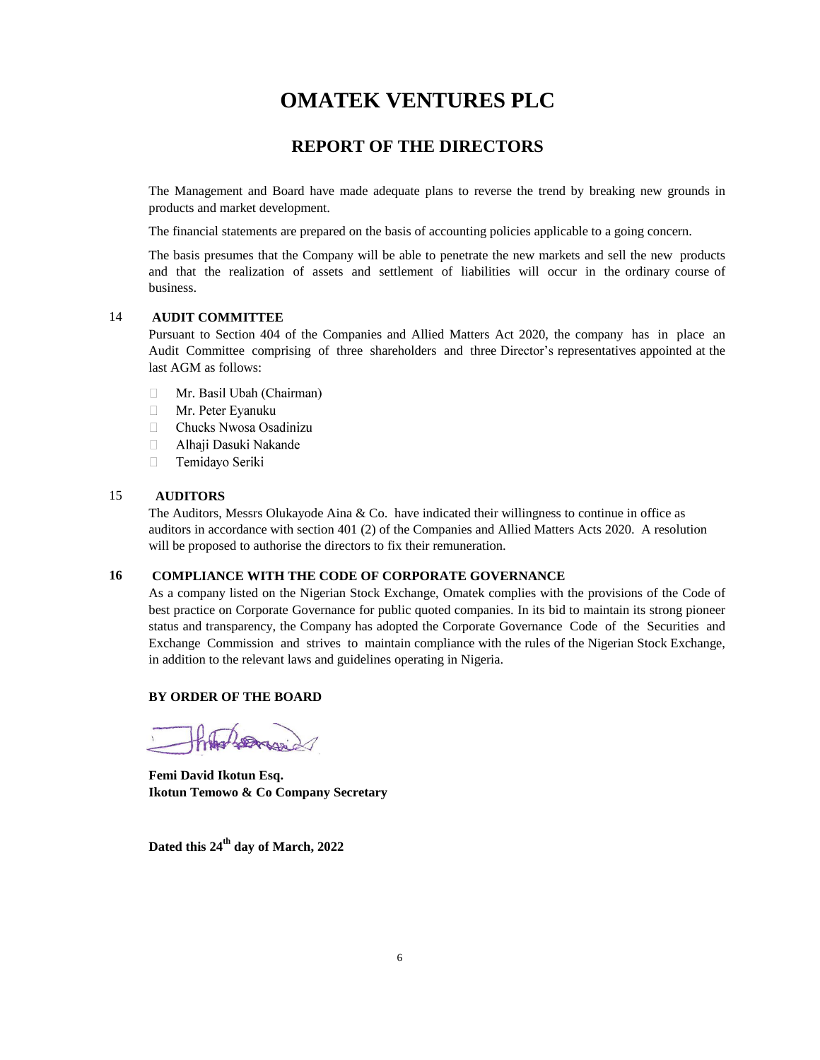# OMATEK VENTURES PLC

## REPORT OF THE DIRECTORS

The Management and Board have made adequate plans to reverse the trend by breaking new grounds in products and market development.

The financial statements are prepared on the basis of accounting policies applicable to a going concern.

The basis presumes that the Company will be able to penetrate the new markets and sell the new products and that the realization of assets and settlement of liabilities will occur in the ordinary course of business.

### 14 AUDIT COMMITTEE

Pursuant to Section 404 of the Companies and Allied Matters Act 2020, the company has in place an Audit Committee comprising of three shareholders and three Director's representatives appointed at the last AGM as follows:

- Mr. Basil Ubah (Chairman)
- Mr. Peter Eyanuku
- Chucks Nwosa Osadinizu
- Alhaji Dasuki Nakande
- Temidayo Seriki

### 15 AUDITORS

The Auditors, Messrs Olukayode Aina & Co. have indicated their willingness to continue in office as auditors in accordance with section 401 (2) of the Companies and Allied Matters Acts 2020. A resolution will be proposed to authorise the directors to fix their remuneration.

### 16 COMPLIANCE WITH THE CODE OF CORPORATE GOVERNANCE

As a company listed on the Nigerian Stock Exchange, Omatek complies with the provisions of the Code of best practice on Corporate Governance for public quoted companies. In its bid to maintain its strong pioneer status and transparency, the Company has adopted the Corporate Governance Code of the Securities and Exchange Commission and strives to maintain compliance with the rules of the Nigerian Stock Exchange, in addition to the relevant laws and guidelines operating in Nigeria.

**BY ORDER OF THE BOARD**

**Femi David Ikotun Esq.**
**Ikotun Temowo & Co Company Secretary**

**Dated this 24th day of March, 2022**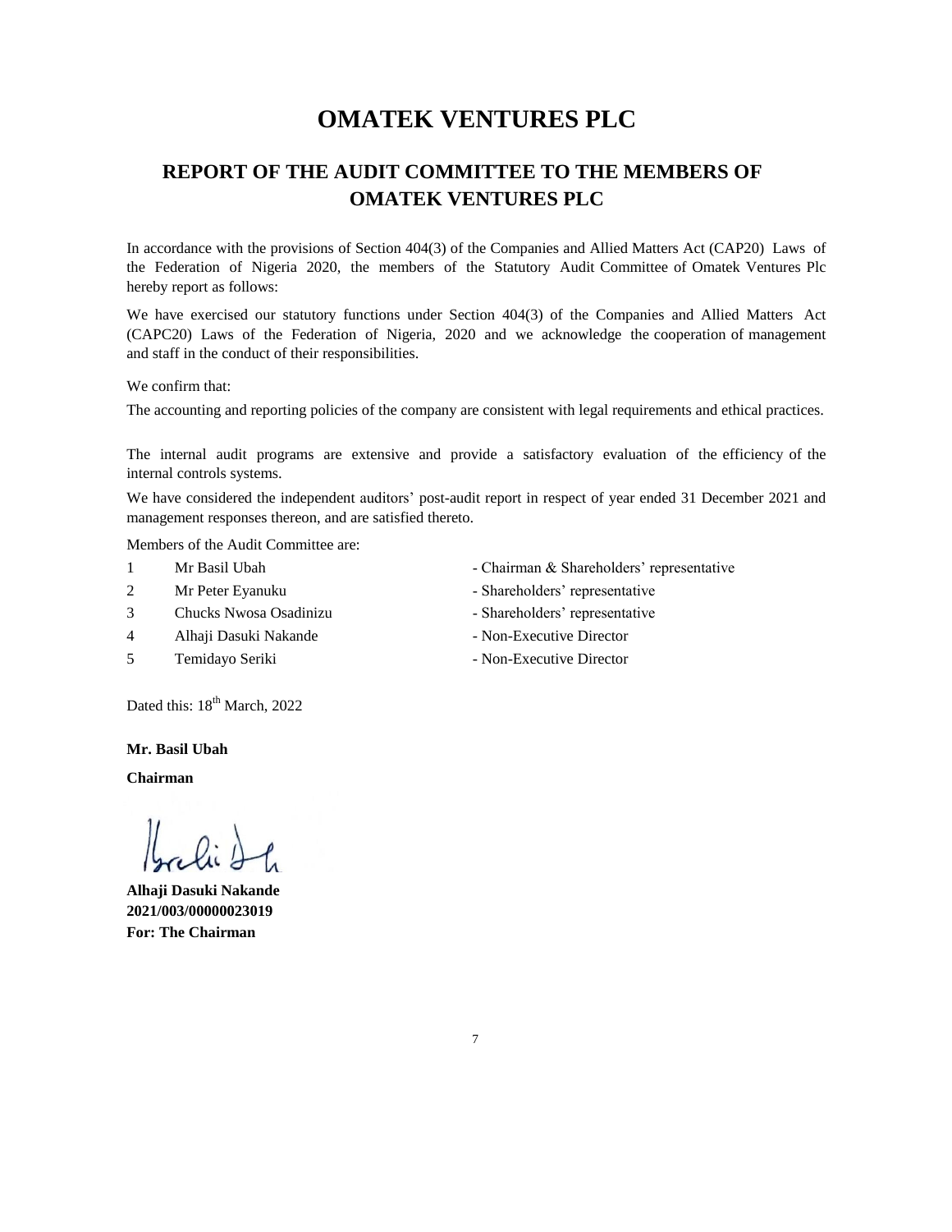# OMATEK VENTURES PLC

## REPORT OF THE AUDIT COMMITTEE TO THE MEMBERS OF OMATEK VENTURES PLC

In accordance with the provisions of Section 404(3) of the Companies and Allied Matters Act (CAP20) Laws of the Federation of Nigeria 2020, the members of the Statutory Audit Committee of Omatek Ventures Plc hereby report as follows:

We have exercised our statutory functions under Section 404(3) of the Companies and Allied Matters Act (CAPC20) Laws of the Federation of Nigeria, 2020 and we acknowledge the cooperation of management and staff in the conduct of their responsibilities.

We confirm that:

The accounting and reporting policies of the company are consistent with legal requirements and ethical practices.

The internal audit programs are extensive and provide a satisfactory evaluation of the efficiency of the internal controls systems.

We have considered the independent auditors' post-audit report in respect of year ended 31 December 2021 and management responses thereon, and are satisfied thereto.

Members of the Audit Committee are:

| | | |
|---|---|---|
| 1 | Mr Basil Ubah | - Chairman & Shareholders' representative |
| 2 | Mr Peter Eyanuku | - Shareholders' representative |
| 3 | Chucks Nwosa Osadinizu | - Shareholders' representative |
| 4 | Alhaji Dasuki Nakande | - Non-Executive Director |
| 5 | Temidayo Seriki | - Non-Executive Director |

Dated this: 18th March, 2022

**Mr. Basil Ubah**

**Chairman**

**Alhaji Dasuki Nakande**
**2021/003/00000023019**
**For: The Chairman**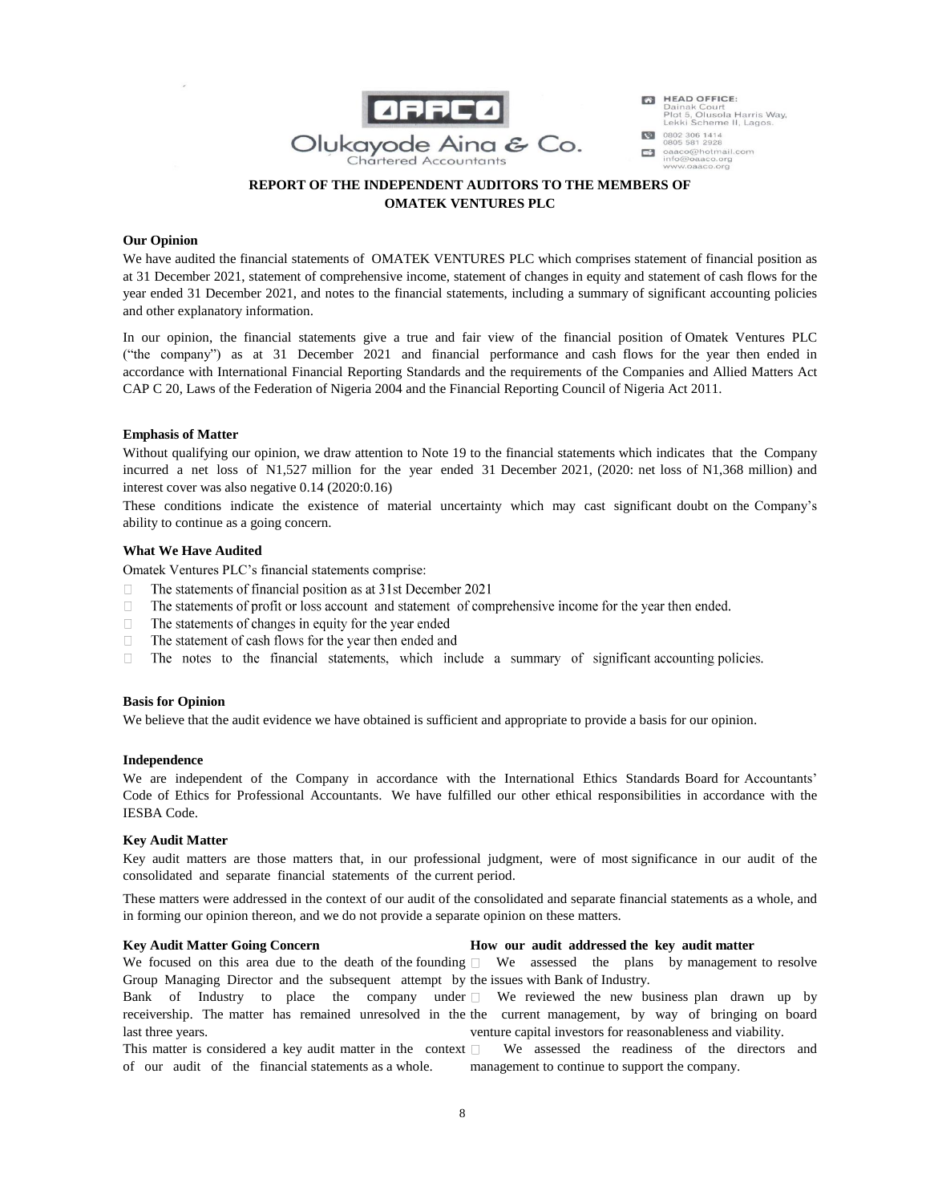OAACO

Olukayode Aina & Co.
Chartered Accountants

HEAD OFFICE:
Dainak Court
Plot 5, Olusola Harris Way,
Lekki Scheme II, Lagos.

0802 306 1414
0805 581 2926

oaaco@hotmail.com
info@oaaco.org
www.oaaco.org

## REPORT OF THE INDEPENDENT AUDITORS TO THE MEMBERS OF OMATEK VENTURES PLC

**Our Opinion**

We have audited the financial statements of OMATEK VENTURES PLC which comprises statement of financial position as at 31 December 2021, statement of comprehensive income, statement of changes in equity and statement of cash flows for the year ended 31 December 2021, and notes to the financial statements, including a summary of significant accounting policies and other explanatory information.

In our opinion, the financial statements give a true and fair view of the financial position of Omatek Ventures PLC ("the company") as at 31 December 2021 and financial performance and cash flows for the year then ended in accordance with International Financial Reporting Standards and the requirements of the Companies and Allied Matters Act CAP C 20, Laws of the Federation of Nigeria 2004 and the Financial Reporting Council of Nigeria Act 2011.

**Emphasis of Matter**

Without qualifying our opinion, we draw attention to Note 19 to the financial statements which indicates that the Company incurred a net loss of N1,527 million for the year ended 31 December 2021, (2020: net loss of N1,368 million) and interest cover was also negative 0.14 (2020:0.16)

These conditions indicate the existence of material uncertainty which may cast significant doubt on the Company's ability to continue as a going concern.

**What We Have Audited**

Omatek Ventures PLC's financial statements comprise:

- The statements of financial position as at 31st December 2021
- The statements of profit or loss account and statement of comprehensive income for the year then ended.
- The statements of changes in equity for the year ended
- The statement of cash flows for the year then ended and
- The notes to the financial statements, which include a summary of significant accounting policies.

**Basis for Opinion**

We believe that the audit evidence we have obtained is sufficient and appropriate to provide a basis for our opinion.

**Independence**

We are independent of the Company in accordance with the International Ethics Standards Board for Accountants' Code of Ethics for Professional Accountants. We have fulfilled our other ethical responsibilities in accordance with the IESBA Code.

**Key Audit Matter**

Key audit matters are those matters that, in our professional judgment, were of most significance in our audit of the consolidated and separate financial statements of the current period.

These matters were addressed in the context of our audit of the consolidated and separate financial statements as a whole, and in forming our opinion thereon, and we do not provide a separate opinion on these matters.

| **Key Audit Matter Going Concern** | **How our audit addressed the key audit matter** |
|---|---|
| We focused on this area due to the death of the founding Group Managing Director and the subsequent attempt by Bank of Industry to place the company under receivership. The matter has remained unresolved in the last three years.<br><br>This matter is considered a key audit matter in the context of our audit of the financial statements as a whole. | - We assessed the plans by management to resolve the issues with Bank of Industry.<br>- We reviewed the new business plan drawn up by the current management, by way of bringing on board venture capital investors for reasonableness and viability.<br>- We assessed the readiness of the directors and management to continue to support the company. |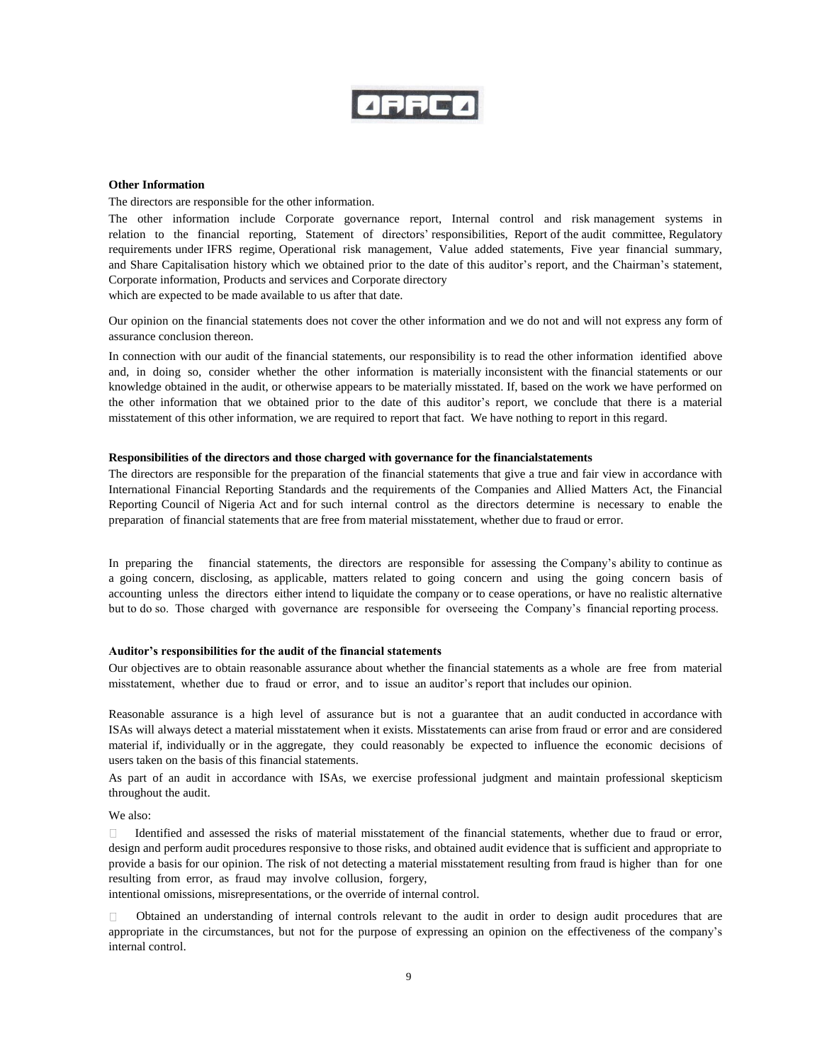**Other Information**

The directors are responsible for the other information.

The other information include Corporate governance report, Internal control and risk management systems in relation to the financial reporting, Statement of directors' responsibilities, Report of the audit committee, Regulatory requirements under IFRS regime, Operational risk management, Value added statements, Five year financial summary, and Share Capitalisation history which we obtained prior to the date of this auditor's report, and the Chairman's statement, Corporate information, Products and services and Corporate directory which are expected to be made available to us after that date.

Our opinion on the financial statements does not cover the other information and we do not and will not express any form of assurance conclusion thereon.

In connection with our audit of the financial statements, our responsibility is to read the other information identified above and, in doing so, consider whether the other information is materially inconsistent with the financial statements or our knowledge obtained in the audit, or otherwise appears to be materially misstated. If, based on the work we have performed on the other information that we obtained prior to the date of this auditor's report, we conclude that there is a material misstatement of this other information, we are required to report that fact. We have nothing to report in this regard.

**Responsibilities of the directors and those charged with governance for the financialstatements**

The directors are responsible for the preparation of the financial statements that give a true and fair view in accordance with International Financial Reporting Standards and the requirements of the Companies and Allied Matters Act, the Financial Reporting Council of Nigeria Act and for such internal control as the directors determine is necessary to enable the preparation of financial statements that are free from material misstatement, whether due to fraud or error.

In preparing the financial statements, the directors are responsible for assessing the Company's ability to continue as a going concern, disclosing, as applicable, matters related to going concern and using the going concern basis of accounting unless the directors either intend to liquidate the company or to cease operations, or have no realistic alternative but to do so. Those charged with governance are responsible for overseeing the Company's financial reporting process.

**Auditor's responsibilities for the audit of the financial statements**

Our objectives are to obtain reasonable assurance about whether the financial statements as a whole are free from material misstatement, whether due to fraud or error, and to issue an auditor's report that includes our opinion.

Reasonable assurance is a high level of assurance but is not a guarantee that an audit conducted in accordance with ISAs will always detect a material misstatement when it exists. Misstatements can arise from fraud or error and are considered material if, individually or in the aggregate, they could reasonably be expected to influence the economic decisions of users taken on the basis of this financial statements.

As part of an audit in accordance with ISAs, we exercise professional judgment and maintain professional skepticism throughout the audit.

We also:

- Identified and assessed the risks of material misstatement of the financial statements, whether due to fraud or error, design and perform audit procedures responsive to those risks, and obtained audit evidence that is sufficient and appropriate to provide a basis for our opinion. The risk of not detecting a material misstatement resulting from fraud is higher than for one resulting from error, as fraud may involve collusion, forgery, intentional omissions, misrepresentations, or the override of internal control.

- Obtained an understanding of internal controls relevant to the audit in order to design audit procedures that are appropriate in the circumstances, but not for the purpose of expressing an opinion on the effectiveness of the company's internal control.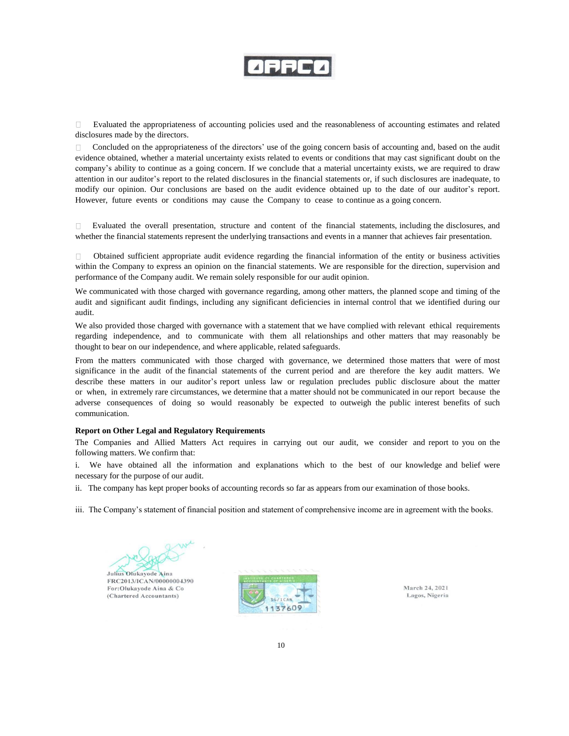- Evaluated the appropriateness of accounting policies used and the reasonableness of accounting estimates and related disclosures made by the directors.
- Concluded on the appropriateness of the directors' use of the going concern basis of accounting and, based on the audit evidence obtained, whether a material uncertainty exists related to events or conditions that may cast significant doubt on the company's ability to continue as a going concern. If we conclude that a material uncertainty exists, we are required to draw attention in our auditor's report to the related disclosures in the financial statements or, if such disclosures are inadequate, to modify our opinion. Our conclusions are based on the audit evidence obtained up to the date of our auditor's report. However, future events or conditions may cause the Company to cease to continue as a going concern.
- Evaluated the overall presentation, structure and content of the financial statements, including the disclosures, and whether the financial statements represent the underlying transactions and events in a manner that achieves fair presentation.
- Obtained sufficient appropriate audit evidence regarding the financial information of the entity or business activities within the Company to express an opinion on the financial statements. We are responsible for the direction, supervision and performance of the Company audit. We remain solely responsible for our audit opinion.

We communicated with those charged with governance regarding, among other matters, the planned scope and timing of the audit and significant audit findings, including any significant deficiencies in internal control that we identified during our audit.

We also provided those charged with governance with a statement that we have complied with relevant ethical requirements regarding independence, and to communicate with them all relationships and other matters that may reasonably be thought to bear on our independence, and where applicable, related safeguards.

From the matters communicated with those charged with governance, we determined those matters that were of most significance in the audit of the financial statements of the current period and are therefore the key audit matters. We describe these matters in our auditor's report unless law or regulation precludes public disclosure about the matter or when, in extremely rare circumstances, we determine that a matter should not be communicated in our report because the adverse consequences of doing so would reasonably be expected to outweigh the public interest benefits of such communication.

**Report on Other Legal and Regulatory Requirements**

The Companies and Allied Matters Act requires in carrying out our audit, we consider and report to you on the following matters. We confirm that:

i. We have obtained all the information and explanations which to the best of our knowledge and belief were necessary for the purpose of our audit.

ii. The company has kept proper books of accounting records so far as appears from our examination of those books.

iii. The Company's statement of financial position and statement of comprehensive income are in agreement with the books.

Julius Olukayode Aina
FRC2013/ICAN/00000004390
For: Olukayode Aina & Co
(Chartered Accountants)

March 24, 2021
Lagos, Nigeria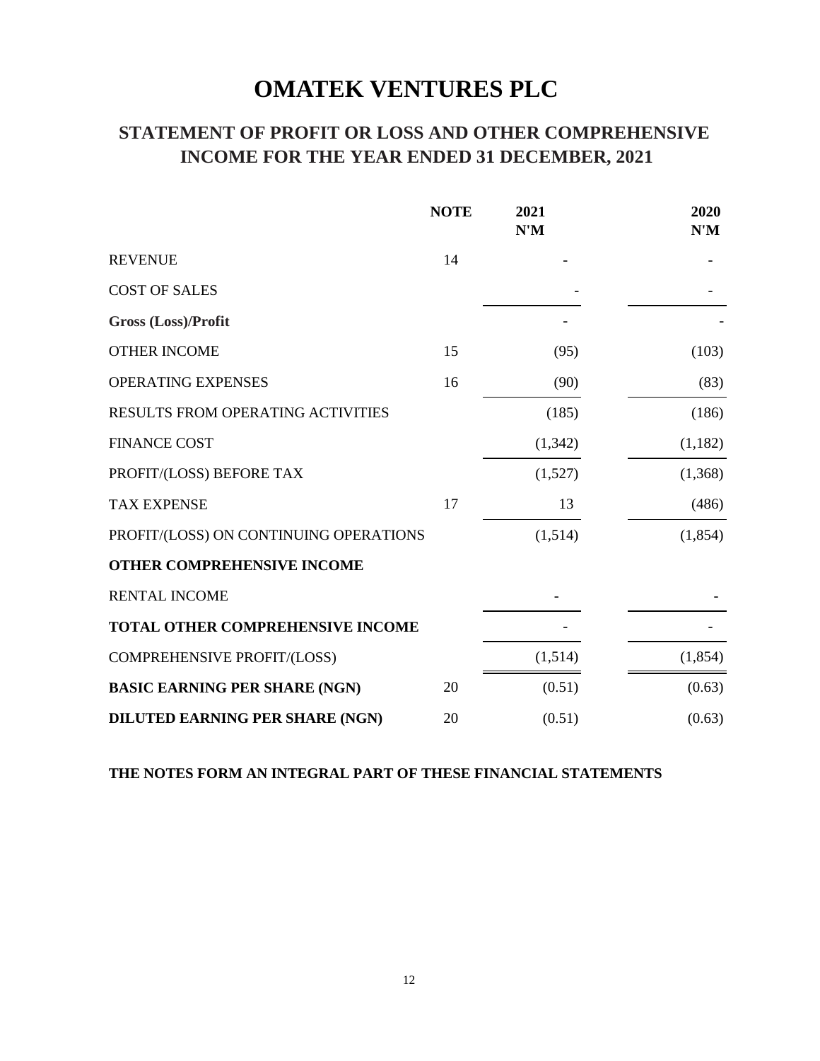# OMATEK VENTURES PLC

## STATEMENT OF PROFIT OR LOSS AND OTHER COMPREHENSIVE INCOME FOR THE YEAR ENDED 31 DECEMBER, 2021

| | NOTE | 2021 N'M | 2020 N'M |
|---|---|---|---|
| REVENUE | 14 | - | - |
| COST OF SALES | | - | - |
| **Gross (Loss)/Profit** | | - | - |
| OTHER INCOME | 15 | (95) | (103) |
| OPERATING EXPENSES | 16 | (90) | (83) |
| RESULTS FROM OPERATING ACTIVITIES | | (185) | (186) |
| FINANCE COST | | (1,342) | (1,182) |
| PROFIT/(LOSS) BEFORE TAX | | (1,527) | (1,368) |
| TAX EXPENSE | 17 | 13 | (486) |
| PROFIT/(LOSS) ON CONTINUING OPERATIONS | | (1,514) | (1,854) |
| **OTHER COMPREHENSIVE INCOME** | | | |
| RENTAL INCOME | | - | - |
| **TOTAL OTHER COMPREHENSIVE INCOME** | | - | - |
| COMPREHENSIVE PROFIT/(LOSS) | | (1,514) | (1,854) |
| **BASIC EARNING PER SHARE (NGN)** | 20 | (0.51) | (0.63) |
| **DILUTED EARNING PER SHARE (NGN)** | 20 | (0.51) | (0.63) |

**THE NOTES FORM AN INTEGRAL PART OF THESE FINANCIAL STATEMENTS**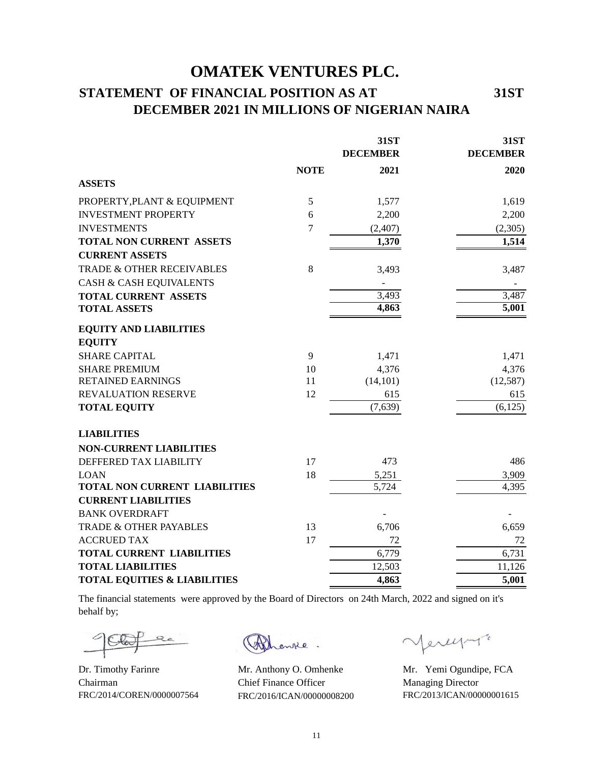# OMATEK VENTURES PLC.

## STATEMENT OF FINANCIAL POSITION AS AT 31ST DECEMBER 2021 IN MILLIONS OF NIGERIAN NAIRA

| | NOTE | 31ST DECEMBER 2021 | 31ST DECEMBER 2020 |
|---|---|---|---|
| **ASSETS** | | | |
| PROPERTY,PLANT & EQUIPMENT | 5 | 1,577 | 1,619 |
| INVESTMENT PROPERTY | 6 | 2,200 | 2,200 |
| INVESTMENTS | 7 | (2,407) | (2,305) |
| **TOTAL NON CURRENT ASSETS** | | **1,370** | **1,514** |
| **CURRENT ASSETS** | | | |
| TRADE & OTHER RECEIVABLES | 8 | 3,493 | 3,487 |
| CASH & CASH EQUIVALENTS | | - | - |
| **TOTAL CURRENT ASSETS** | | 3,493 | 3,487 |
| **TOTAL ASSETS** | | **4,863** | **5,001** |
| **EQUITY AND LIABILITIES** | | | |
| **EQUITY** | | | |
| SHARE CAPITAL | 9 | 1,471 | 1,471 |
| SHARE PREMIUM | 10 | 4,376 | 4,376 |
| RETAINED EARNINGS | 11 | (14,101) | (12,587) |
| REVALUATION RESERVE | 12 | 615 | 615 |
| **TOTAL EQUITY** | | (7,639) | (6,125) |
| **LIABILITIES** | | | |
| **NON-CURRENT LIABILITIES** | | | |
| DEFFERED TAX LIABILITY | 17 | 473 | 486 |
| LOAN | 18 | 5,251 | 3,909 |
| **TOTAL NON CURRENT LIABILITIES** | | 5,724 | 4,395 |
| **CURRENT LIABILITIES** | | | |
| BANK OVERDRAFT | | - | - |
| TRADE & OTHER PAYABLES | 13 | 6,706 | 6,659 |
| ACCRUED TAX | 17 | 72 | 72 |
| **TOTAL CURRENT LIABILITIES** | | 6,779 | 6,731 |
| **TOTAL LIABILITIES** | | 12,503 | 11,126 |
| **TOTAL EQUITIES & LIABILITIES** | | **4,863** | **5,001** |

The financial statements were approved by the Board of Directors on 24th March, 2022 and signed on it's behalf by;

Dr. Timothy Farinre
Chairman
FRC/2014/COREN/0000007564

Mr. Anthony O. Omhenke
Chief Finance Officer
FRC/2016/ICAN/00000008200

Mr. Yemi Ogundipe, FCA
Managing Director
FRC/2013/ICAN/00000001615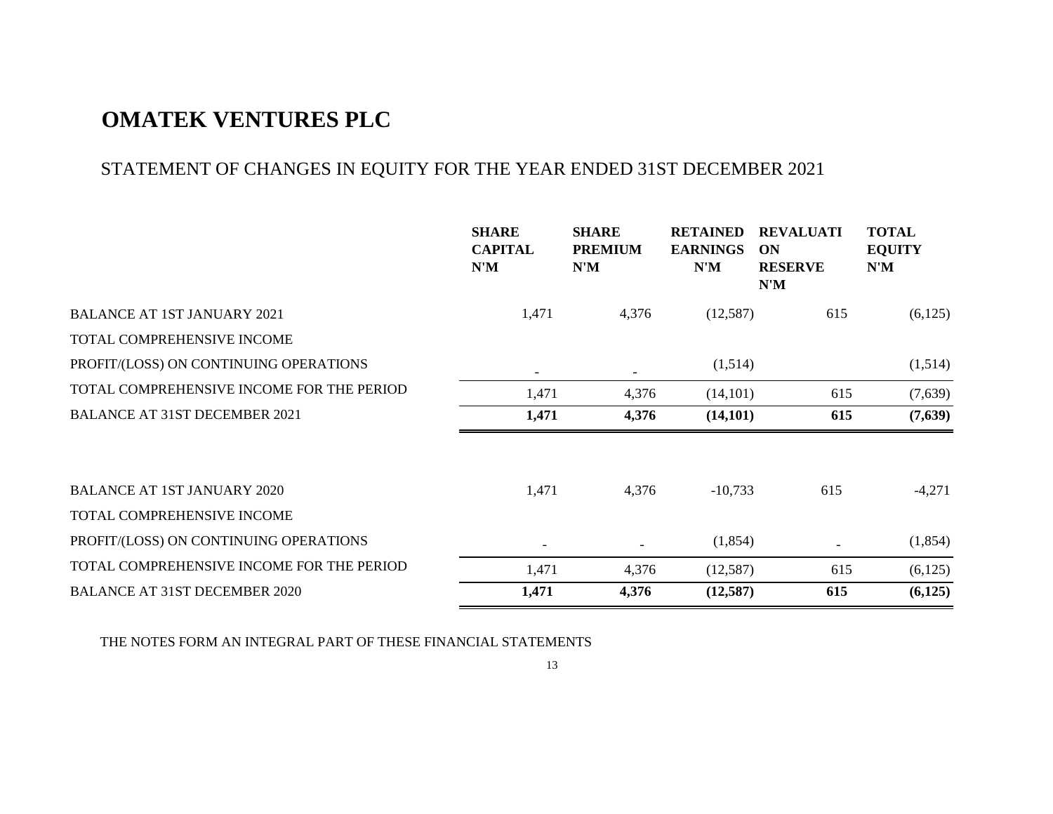# OMATEK VENTURES PLC

## STATEMENT OF CHANGES IN EQUITY FOR THE YEAR ENDED 31ST DECEMBER 2021

| | SHARE CAPITAL N'M | SHARE PREMIUM N'M | RETAINED EARNINGS N'M | REVALUATION RESERVE N'M | TOTAL EQUITY N'M |
|---|---|---|---|---|---|
| BALANCE AT 1ST JANUARY 2021 | 1,471 | 4,376 | (12,587) | 615 | (6,125) |
| TOTAL COMPREHENSIVE INCOME | | | | | |
| PROFIT/(LOSS) ON CONTINUING OPERATIONS | - | - | (1,514) | | (1,514) |
| TOTAL COMPREHENSIVE INCOME FOR THE PERIOD | 1,471 | 4,376 | (14,101) | 615 | (7,639) |
| BALANCE AT 31ST DECEMBER 2021 | **1,471** | **4,376** | **(14,101)** | **615** | **(7,639)** |
| | | | | | |
| BALANCE AT 1ST JANUARY 2020 | 1,471 | 4,376 | -10,733 | 615 | -4,271 |
| TOTAL COMPREHENSIVE INCOME | | | | | |
| PROFIT/(LOSS) ON CONTINUING OPERATIONS | - | - | (1,854) | - | (1,854) |
| TOTAL COMPREHENSIVE INCOME FOR THE PERIOD | 1,471 | 4,376 | (12,587) | 615 | (6,125) |
| BALANCE AT 31ST DECEMBER 2020 | **1,471** | **4,376** | **(12,587)** | **615** | **(6,125)** |

THE NOTES FORM AN INTEGRAL PART OF THESE FINANCIAL STATEMENTS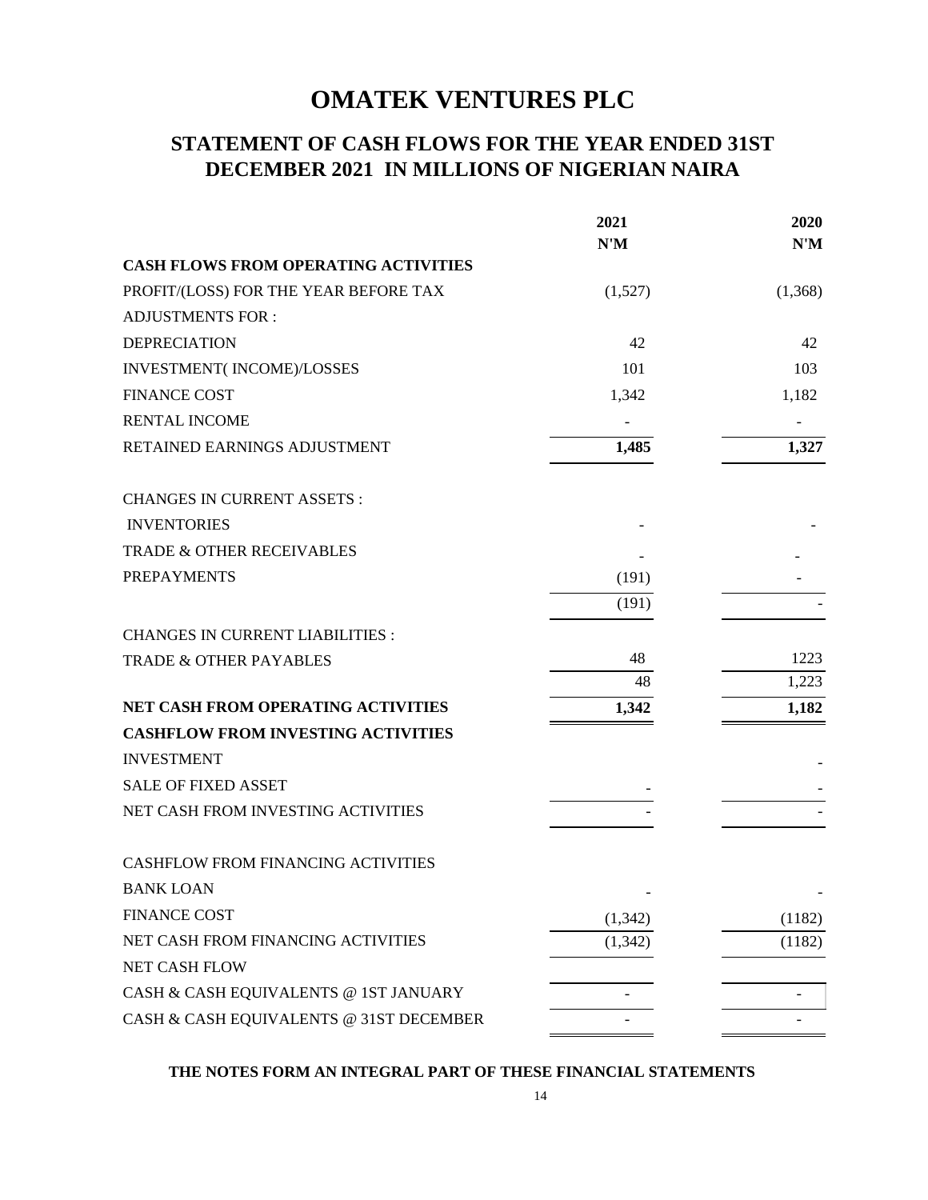# OMATEK VENTURES PLC

## STATEMENT OF CASH FLOWS FOR THE YEAR ENDED 31ST DECEMBER 2021 IN MILLIONS OF NIGERIAN NAIRA

| | 2021 | 2020 |
|---|---|---|
| | N'M | N'M |
| **CASH FLOWS FROM OPERATING ACTIVITIES** | | |
| PROFIT/(LOSS) FOR THE YEAR BEFORE TAX | (1,527) | (1,368) |
| ADJUSTMENTS FOR : | | |
| DEPRECIATION | 42 | 42 |
| INVESTMENT( INCOME)/LOSSES | 101 | 103 |
| FINANCE COST | 1,342 | 1,182 |
| RENTAL INCOME | - | - |
| RETAINED EARNINGS ADJUSTMENT | **1,485** | **1,327** |
| | | |
| CHANGES IN CURRENT ASSETS : | | |
| INVENTORIES | - | - |
| TRADE & OTHER RECEIVABLES | - | - |
| PREPAYMENTS | (191) | - |
| | (191) | - |
| CHANGES IN CURRENT LIABILITIES : | | |
| TRADE & OTHER PAYABLES | 48 | 1223 |
| | 48 | 1,223 |
| **NET CASH FROM OPERATING ACTIVITIES** | **1,342** | **1,182** |
| **CASHFLOW FROM INVESTING ACTIVITIES** | | |
| INVESTMENT | | - |
| SALE OF FIXED ASSET | - | - |
| NET CASH FROM INVESTING ACTIVITIES | - | - |
| | | |
| CASHFLOW FROM FINANCING ACTIVITIES | | |
| BANK LOAN | - | - |
| FINANCE COST | (1,342) | (1182) |
| NET CASH FROM FINANCING ACTIVITIES | (1,342) | (1182) |
| NET CASH FLOW | | |
| CASH & CASH EQUIVALENTS @ 1ST JANUARY | - | - |
| CASH & CASH EQUIVALENTS @ 31ST DECEMBER | - | - |

**THE NOTES FORM AN INTEGRAL PART OF THESE FINANCIAL STATEMENTS**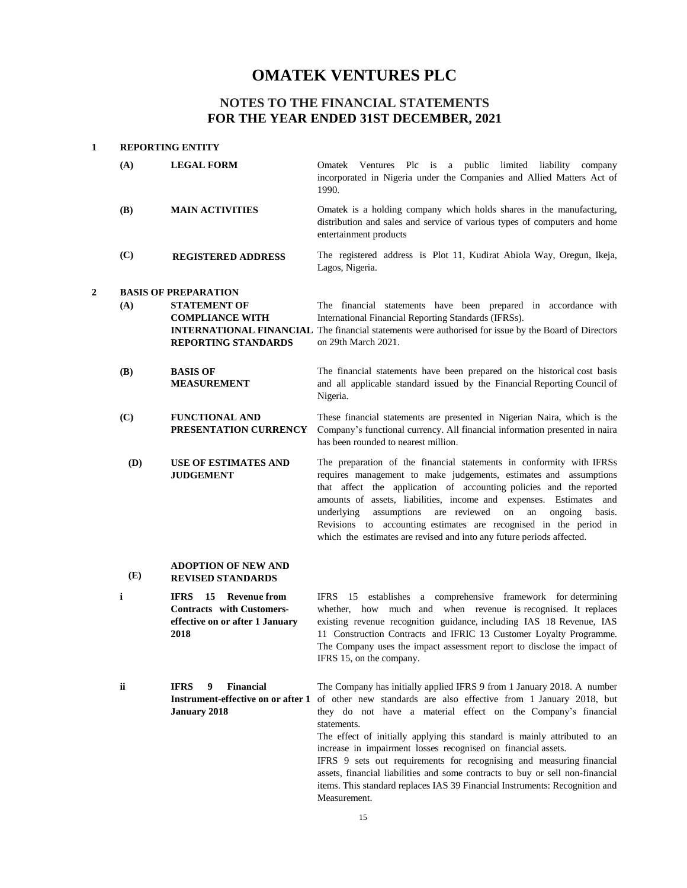# OMATEK VENTURES PLC

## NOTES TO THE FINANCIAL STATEMENTS
## FOR THE YEAR ENDED 31ST DECEMBER, 2021

**1 REPORTING ENTITY**

**(A) LEGAL FORM**

Omatek Ventures Plc is a public limited liability company incorporated in Nigeria under the Companies and Allied Matters Act of 1990.

**(B) MAIN ACTIVITIES**

Omatek is a holding company which holds shares in the manufacturing, distribution and sales and service of various types of computers and home entertainment products

**(C) REGISTERED ADDRESS**

The registered address is Plot 11, Kudirat Abiola Way, Oregun, Ikeja, Lagos, Nigeria.

**2 BASIS OF PREPARATION**

**(A) STATEMENT OF COMPLIANCE WITH INTERNATIONAL FINANCIAL REPORTING STANDARDS**

The financial statements have been prepared in accordance with International Financial Reporting Standards (IFRSs).
The financial statements were authorised for issue by the Board of Directors on 29th March 2021.

**(B) BASIS OF MEASUREMENT**

The financial statements have been prepared on the historical cost basis and all applicable standard issued by the Financial Reporting Council of Nigeria.

**(C) FUNCTIONAL AND PRESENTATION CURRENCY**

These financial statements are presented in Nigerian Naira, which is the Company's functional currency. All financial information presented in naira has been rounded to nearest million.

**(D) USE OF ESTIMATES AND JUDGEMENT**

The preparation of the financial statements in conformity with IFRSs requires management to make judgements, estimates and assumptions that affect the application of accounting policies and the reported amounts of assets, liabilities, income and expenses. Estimates and underlying assumptions are reviewed on an ongoing basis. Revisions to accounting estimates are recognised in the period in which the estimates are revised and into any future periods affected.

**(E) ADOPTION OF NEW AND REVISED STANDARDS**

**i IFRS 15 Revenue from Contracts with Customers- effective on or after 1 January 2018**

IFRS 15 establishes a comprehensive framework for determining whether, how much and when revenue is recognised. It replaces existing revenue recognition guidance, including IAS 18 Revenue, IAS 11 Construction Contracts and IFRIC 13 Customer Loyalty Programme. The Company uses the impact assessment report to disclose the impact of IFRS 15, on the company.

**ii IFRS 9 Financial Instrument-effective on or after 1 January 2018**

The Company has initially applied IFRS 9 from 1 January 2018. A number of other new standards are also effective from 1 January 2018, but they do not have a material effect on the Company's financial statements.
The effect of initially applying this standard is mainly attributed to an increase in impairment losses recognised on financial assets.
IFRS 9 sets out requirements for recognising and measuring financial assets, financial liabilities and some contracts to buy or sell non-financial items. This standard replaces IAS 39 Financial Instruments: Recognition and Measurement.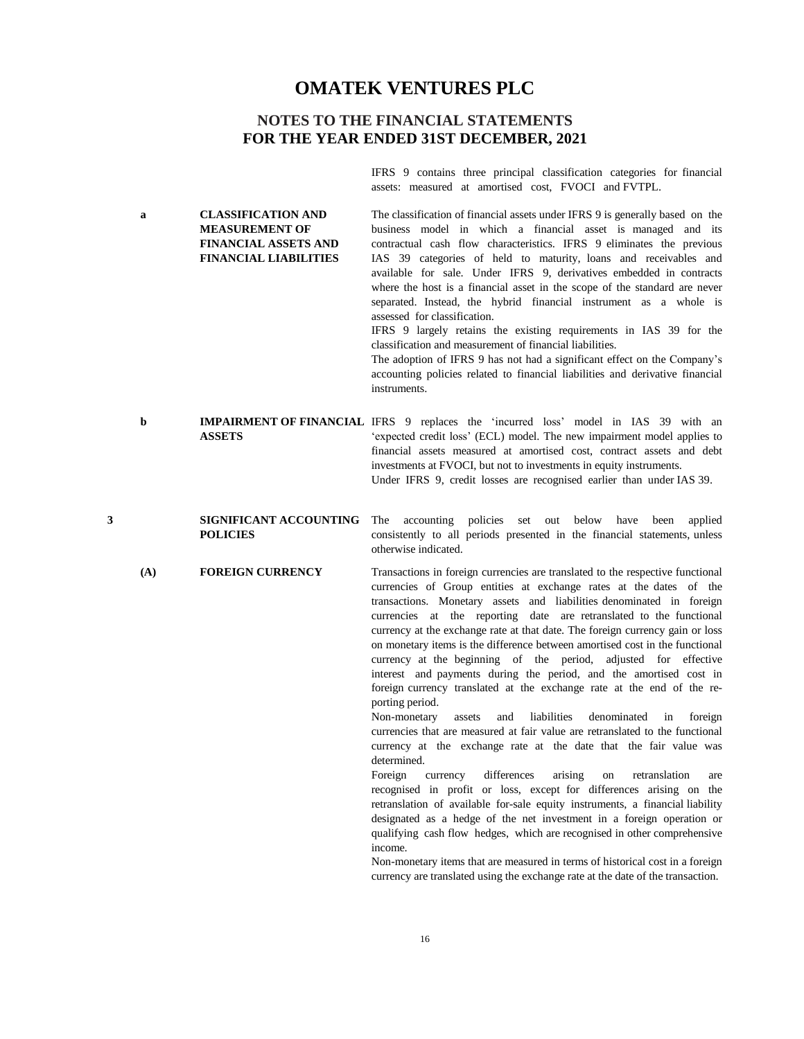# OMATEK VENTURES PLC

## NOTES TO THE FINANCIAL STATEMENTS FOR THE YEAR ENDED 31ST DECEMBER, 2021

IFRS 9 contains three principal classification categories for financial assets: measured at amortised cost, FVOCI and FVTPL.

**a CLASSIFICATION AND MEASUREMENT OF FINANCIAL ASSETS AND FINANCIAL LIABILITIES**

The classification of financial assets under IFRS 9 is generally based on the business model in which a financial asset is managed and its contractual cash flow characteristics. IFRS 9 eliminates the previous IAS 39 categories of held to maturity, loans and receivables and available for sale. Under IFRS 9, derivatives embedded in contracts where the host is a financial asset in the scope of the standard are never separated. Instead, the hybrid financial instrument as a whole is assessed for classification.

IFRS 9 largely retains the existing requirements in IAS 39 for the classification and measurement of financial liabilities.

The adoption of IFRS 9 has not had a significant effect on the Company's accounting policies related to financial liabilities and derivative financial instruments.

**b IMPAIRMENT OF FINANCIAL ASSETS**

IFRS 9 replaces the 'incurred loss' model in IAS 39 with an 'expected credit loss' (ECL) model. The new impairment model applies to financial assets measured at amortised cost, contract assets and debt investments at FVOCI, but not to investments in equity instruments.

Under IFRS 9, credit losses are recognised earlier than under IAS 39.

## 3 SIGNIFICANT ACCOUNTING POLICIES

The accounting policies set out below have been applied consistently to all periods presented in the financial statements, unless otherwise indicated.

### (A) FOREIGN CURRENCY

Transactions in foreign currencies are translated to the respective functional currencies of Group entities at exchange rates at the dates of the transactions. Monetary assets and liabilities denominated in foreign currencies at the reporting date are retranslated to the functional currency at the exchange rate at that date. The foreign currency gain or loss on monetary items is the difference between amortised cost in the functional currency at the beginning of the period, adjusted for effective interest and payments during the period, and the amortised cost in foreign currency translated at the exchange rate at the end of the reporting period.

Non-monetary assets and liabilities denominated in foreign currencies that are measured at fair value are retranslated to the functional currency at the exchange rate at the date that the fair value was determined.

Foreign currency differences arising on retranslation are recognised in profit or loss, except for differences arising on the retranslation of available for-sale equity instruments, a financial liability designated as a hedge of the net investment in a foreign operation or qualifying cash flow hedges, which are recognised in other comprehensive income.

Non-monetary items that are measured in terms of historical cost in a foreign currency are translated using the exchange rate at the date of the transaction.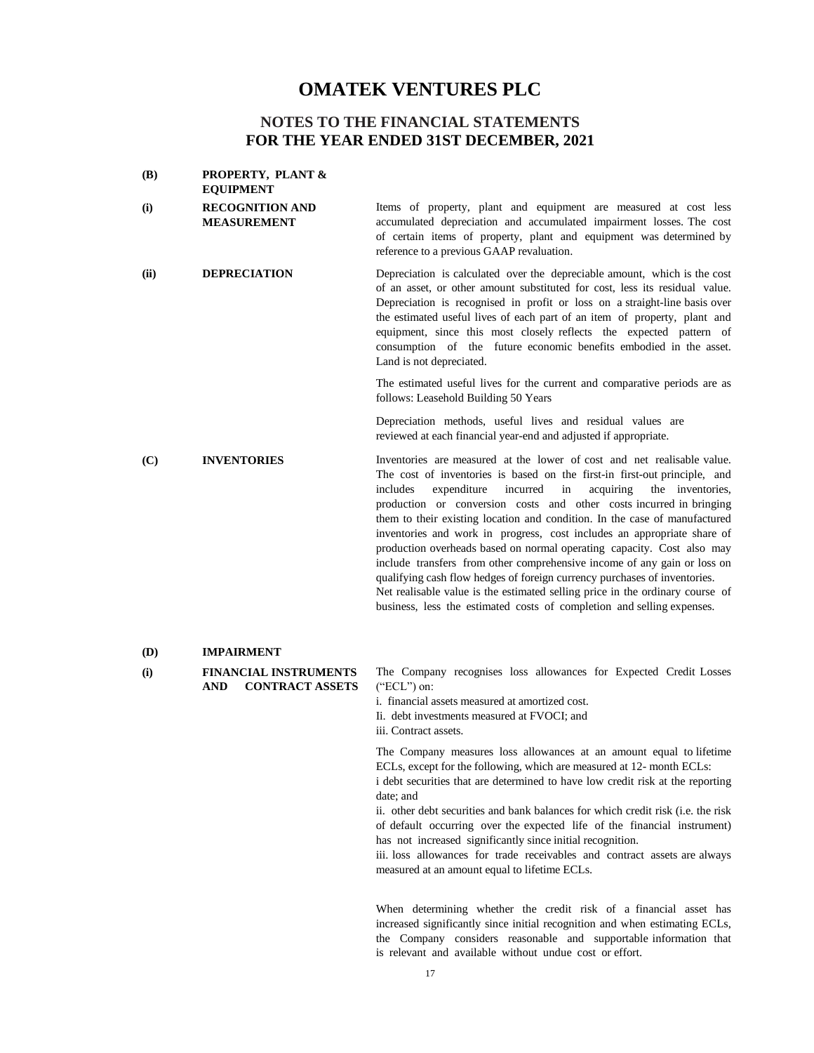# OMATEK VENTURES PLC

## NOTES TO THE FINANCIAL STATEMENTS
## FOR THE YEAR ENDED 31ST DECEMBER, 2021

### (B) PROPERTY, PLANT & EQUIPMENT

**(i) RECOGNITION AND MEASUREMENT**

Items of property, plant and equipment are measured at cost less accumulated depreciation and accumulated impairment losses. The cost of certain items of property, plant and equipment was determined by reference to a previous GAAP revaluation.

**(ii) DEPRECIATION**

Depreciation is calculated over the depreciable amount, which is the cost of an asset, or other amount substituted for cost, less its residual value. Depreciation is recognised in profit or loss on a straight-line basis over the estimated useful lives of each part of an item of property, plant and equipment, since this most closely reflects the expected pattern of consumption of the future economic benefits embodied in the asset. Land is not depreciated.

The estimated useful lives for the current and comparative periods are as follows: Leasehold Building 50 Years

Depreciation methods, useful lives and residual values are reviewed at each financial year-end and adjusted if appropriate.

### (C) INVENTORIES

Inventories are measured at the lower of cost and net realisable value. The cost of inventories is based on the first-in first-out principle, and includes expenditure incurred in acquiring the inventories, production or conversion costs and other costs incurred in bringing them to their existing location and condition. In the case of manufactured inventories and work in progress, cost includes an appropriate share of production overheads based on normal operating capacity. Cost also may include transfers from other comprehensive income of any gain or loss on qualifying cash flow hedges of foreign currency purchases of inventories.
Net realisable value is the estimated selling price in the ordinary course of business, less the estimated costs of completion and selling expenses.

### (D) IMPAIRMENT

**(i) FINANCIAL INSTRUMENTS AND CONTRACT ASSETS**

The Company recognises loss allowances for Expected Credit Losses ("ECL") on:

i. financial assets measured at amortized cost.
Ii. debt investments measured at FVOCI; and
iii. Contract assets.

The Company measures loss allowances at an amount equal to lifetime ECLs, except for the following, which are measured at 12- month ECLs:

i debt securities that are determined to have low credit risk at the reporting date; and

ii. other debt securities and bank balances for which credit risk (i.e. the risk of default occurring over the expected life of the financial instrument) has not increased significantly since initial recognition.

iii. loss allowances for trade receivables and contract assets are always measured at an amount equal to lifetime ECLs.

When determining whether the credit risk of a financial asset has increased significantly since initial recognition and when estimating ECLs, the Company considers reasonable and supportable information that is relevant and available without undue cost or effort.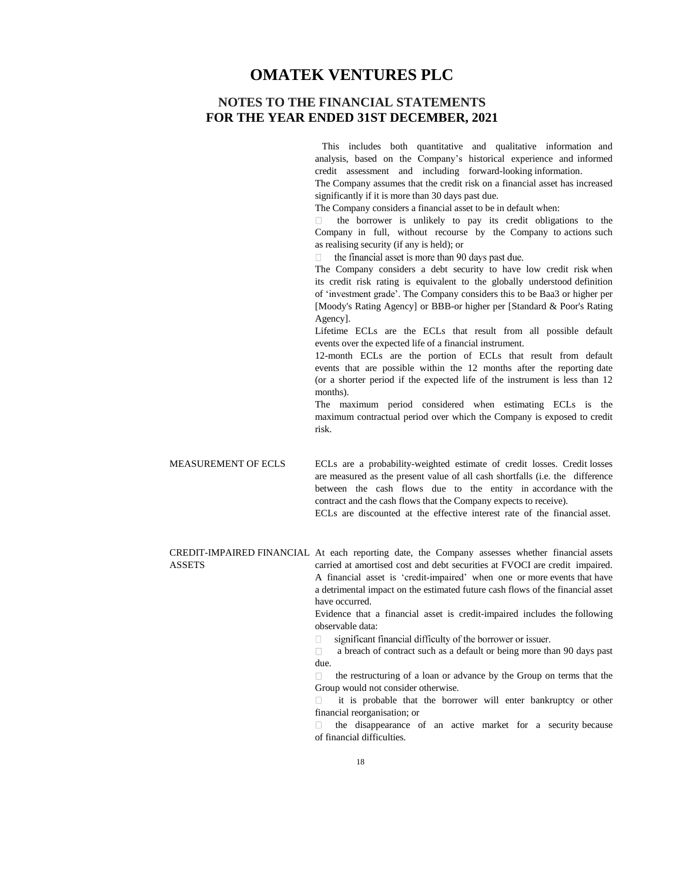# OMATEK VENTURES PLC

## NOTES TO THE FINANCIAL STATEMENTS
## FOR THE YEAR ENDED 31ST DECEMBER, 2021

This includes both quantitative and qualitative information and analysis, based on the Company's historical experience and informed credit assessment and including forward-looking information.

The Company assumes that the credit risk on a financial asset has increased significantly if it is more than 30 days past due.

The Company considers a financial asset to be in default when:

- the borrower is unlikely to pay its credit obligations to the Company in full, without recourse by the Company to actions such as realising security (if any is held); or
- the financial asset is more than 90 days past due.

The Company considers a debt security to have low credit risk when its credit risk rating is equivalent to the globally understood definition of 'investment grade'. The Company considers this to be Baa3 or higher per [Moody's Rating Agency] or BBB-or higher per [Standard & Poor's Rating Agency].

Lifetime ECLs are the ECLs that result from all possible default events over the expected life of a financial instrument.

12-month ECLs are the portion of ECLs that result from default events that are possible within the 12 months after the reporting date (or a shorter period if the expected life of the instrument is less than 12 months).

The maximum period considered when estimating ECLs is the maximum contractual period over which the Company is exposed to credit risk.

**MEASUREMENT OF ECLS**

ECLs are a probability-weighted estimate of credit losses. Credit losses are measured as the present value of all cash shortfalls (i.e. the difference between the cash flows due to the entity in accordance with the contract and the cash flows that the Company expects to receive).

ECLs are discounted at the effective interest rate of the financial asset.

**CREDIT-IMPAIRED FINANCIAL ASSETS**

At each reporting date, the Company assesses whether financial assets carried at amortised cost and debt securities at FVOCI are credit impaired.

A financial asset is 'credit-impaired' when one or more events that have a detrimental impact on the estimated future cash flows of the financial asset have occurred.

Evidence that a financial asset is credit-impaired includes the following observable data:

- significant financial difficulty of the borrower or issuer.
- a breach of contract such as a default or being more than 90 days past due.
- the restructuring of a loan or advance by the Group on terms that the Group would not consider otherwise.
- it is probable that the borrower will enter bankruptcy or other financial reorganisation; or
- the disappearance of an active market for a security because of financial difficulties.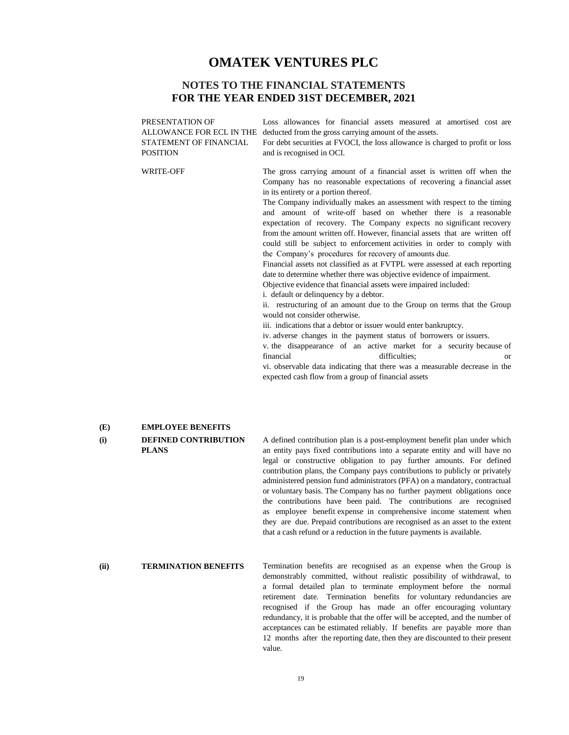# OMATEK VENTURES PLC

## NOTES TO THE FINANCIAL STATEMENTS
## FOR THE YEAR ENDED 31ST DECEMBER, 2021

PRESENTATION OF ALLOWANCE FOR ECL IN THE STATEMENT OF FINANCIAL POSITION

Loss allowances for financial assets measured at amortised cost are deducted from the gross carrying amount of the assets.
For debt securities at FVOCI, the loss allowance is charged to profit or loss and is recognised in OCI.

WRITE-OFF

The gross carrying amount of a financial asset is written off when the Company has no reasonable expectations of recovering a financial asset in its entirety or a portion thereof.
The Company individually makes an assessment with respect to the timing and amount of write-off based on whether there is a reasonable expectation of recovery. The Company expects no significant recovery from the amount written off. However, financial assets that are written off could still be subject to enforcement activities in order to comply with the Company's procedures for recovery of amounts due.
Financial assets not classified as at FVTPL were assessed at each reporting date to determine whether there was objective evidence of impairment.
Objective evidence that financial assets were impaired included:

i. default or delinquency by a debtor.
ii. restructuring of an amount due to the Group on terms that the Group would not consider otherwise.
iii. indications that a debtor or issuer would enter bankruptcy.
iv. adverse changes in the payment status of borrowers or issuers.
v. the disappearance of an active market for a security because of financial difficulties; or
vi. observable data indicating that there was a measurable decrease in the expected cash flow from a group of financial assets

### (E) EMPLOYEE BENEFITS

**(i) DEFINED CONTRIBUTION PLANS**

A defined contribution plan is a post-employment benefit plan under which an entity pays fixed contributions into a separate entity and will have no legal or constructive obligation to pay further amounts. For defined contribution plans, the Company pays contributions to publicly or privately administered pension fund administrators (PFA) on a mandatory, contractual or voluntary basis. The Company has no further payment obligations once the contributions have been paid. The contributions are recognised as employee benefit expense in comprehensive income statement when they are due. Prepaid contributions are recognised as an asset to the extent that a cash refund or a reduction in the future payments is available.

**(ii) TERMINATION BENEFITS**

Termination benefits are recognised as an expense when the Group is demonstrably committed, without realistic possibility of withdrawal, to a formal detailed plan to terminate employment before the normal retirement date. Termination benefits for voluntary redundancies are recognised if the Group has made an offer encouraging voluntary redundancy, it is probable that the offer will be accepted, and the number of acceptances can be estimated reliably. If benefits are payable more than 12 months after the reporting date, then they are discounted to their present value.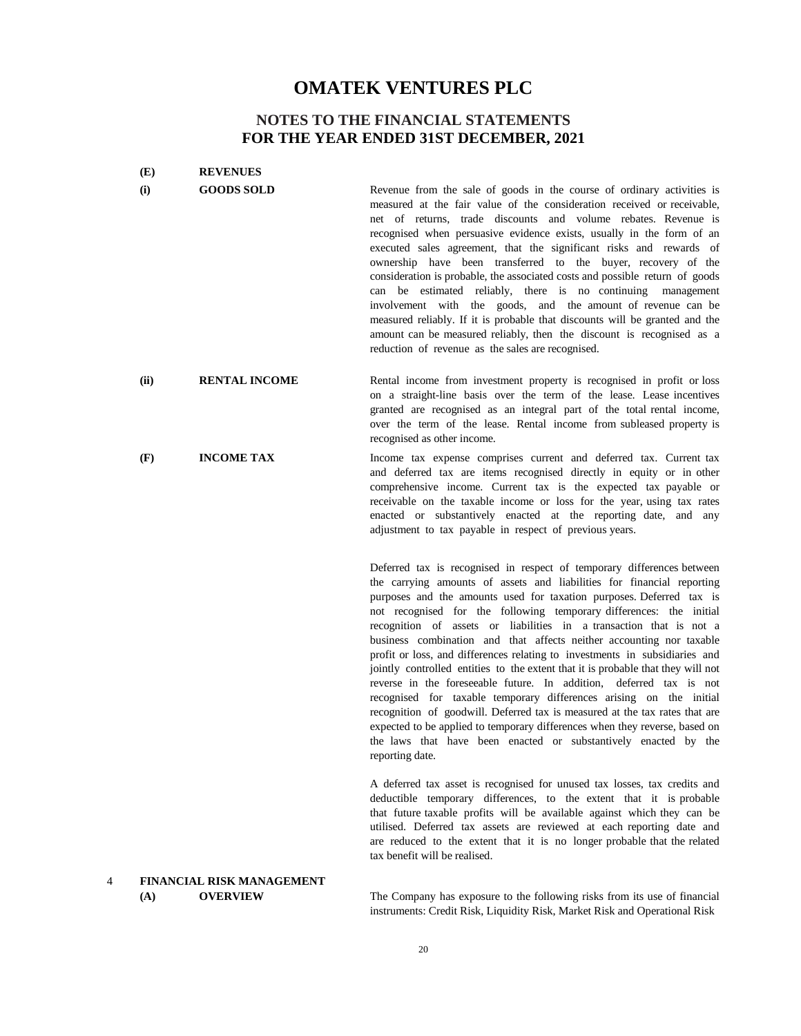# OMATEK VENTURES PLC

## NOTES TO THE FINANCIAL STATEMENTS
## FOR THE YEAR ENDED 31ST DECEMBER, 2021

**(E) REVENUES**

**(i) GOODS SOLD**

Revenue from the sale of goods in the course of ordinary activities is measured at the fair value of the consideration received or receivable, net of returns, trade discounts and volume rebates. Revenue is recognised when persuasive evidence exists, usually in the form of an executed sales agreement, that the significant risks and rewards of ownership have been transferred to the buyer, recovery of the consideration is probable, the associated costs and possible return of goods can be estimated reliably, there is no continuing management involvement with the goods, and the amount of revenue can be measured reliably. If it is probable that discounts will be granted and the amount can be measured reliably, then the discount is recognised as a reduction of revenue as the sales are recognised.

**(ii) RENTAL INCOME**

Rental income from investment property is recognised in profit or loss on a straight-line basis over the term of the lease. Lease incentives granted are recognised as an integral part of the total rental income, over the term of the lease. Rental income from subleased property is recognised as other income.

**(F) INCOME TAX**

Income tax expense comprises current and deferred tax. Current tax and deferred tax are items recognised directly in equity or in other comprehensive income. Current tax is the expected tax payable or receivable on the taxable income or loss for the year, using tax rates enacted or substantively enacted at the reporting date, and any adjustment to tax payable in respect of previous years.

Deferred tax is recognised in respect of temporary differences between the carrying amounts of assets and liabilities for financial reporting purposes and the amounts used for taxation purposes. Deferred tax is not recognised for the following temporary differences: the initial recognition of assets or liabilities in a transaction that is not a business combination and that affects neither accounting nor taxable profit or loss, and differences relating to investments in subsidiaries and jointly controlled entities to the extent that it is probable that they will not reverse in the foreseeable future. In addition, deferred tax is not recognised for taxable temporary differences arising on the initial recognition of goodwill. Deferred tax is measured at the tax rates that are expected to be applied to temporary differences when they reverse, based on the laws that have been enacted or substantively enacted by the reporting date.

A deferred tax asset is recognised for unused tax losses, tax credits and deductible temporary differences, to the extent that it is probable that future taxable profits will be available against which they can be utilised. Deferred tax assets are reviewed at each reporting date and are reduced to the extent that it is no longer probable that the related tax benefit will be realised.

**4 FINANCIAL RISK MANAGEMENT**

**(A) OVERVIEW**

The Company has exposure to the following risks from its use of financial instruments: Credit Risk, Liquidity Risk, Market Risk and Operational Risk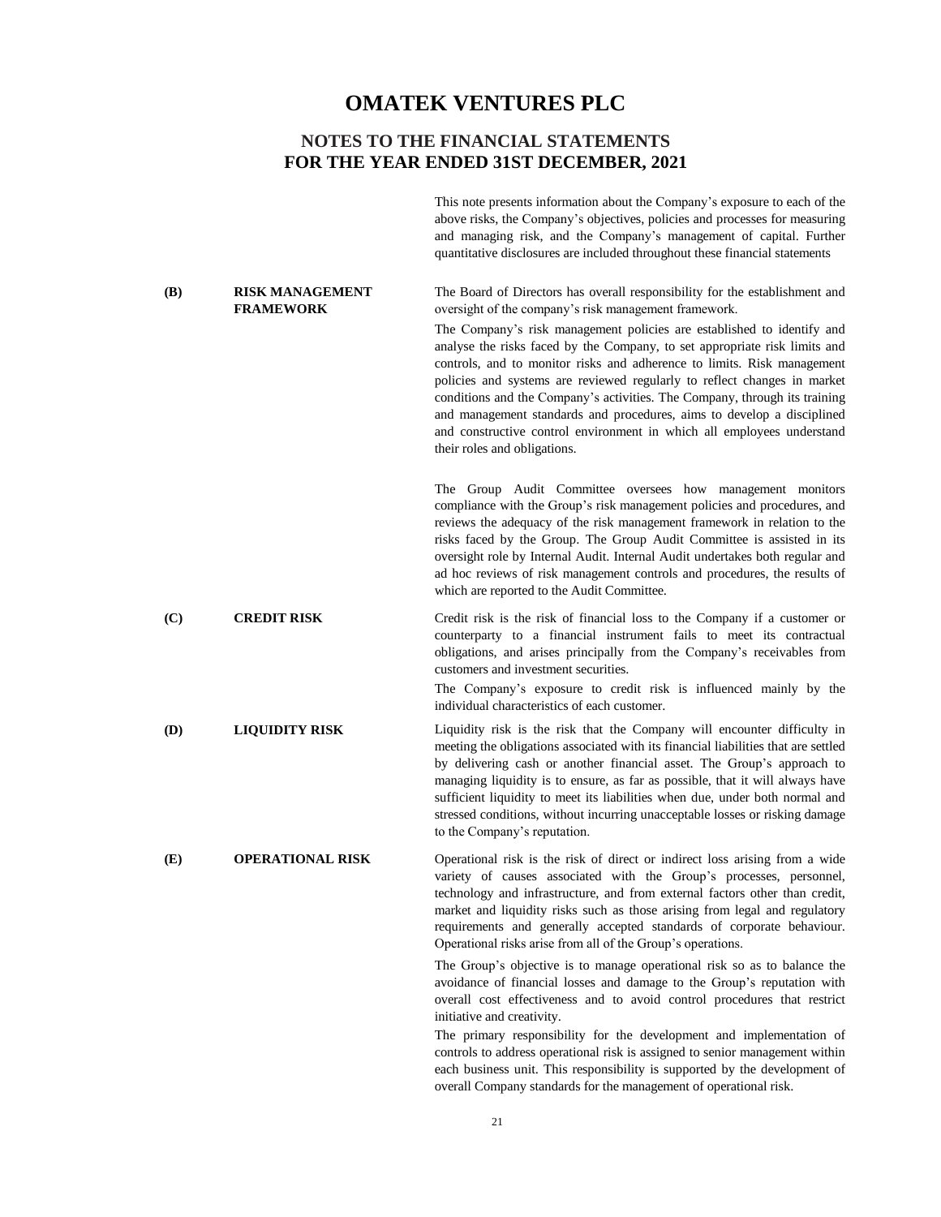# OMATEK VENTURES PLC

## NOTES TO THE FINANCIAL STATEMENTS FOR THE YEAR ENDED 31ST DECEMBER, 2021

This note presents information about the Company's exposure to each of the above risks, the Company's objectives, policies and processes for measuring and managing risk, and the Company's management of capital. Further quantitative disclosures are included throughout these financial statements

### (B) RISK MANAGEMENT FRAMEWORK

The Board of Directors has overall responsibility for the establishment and oversight of the company's risk management framework.

The Company's risk management policies are established to identify and analyse the risks faced by the Company, to set appropriate risk limits and controls, and to monitor risks and adherence to limits. Risk management policies and systems are reviewed regularly to reflect changes in market conditions and the Company's activities. The Company, through its training and management standards and procedures, aims to develop a disciplined and constructive control environment in which all employees understand their roles and obligations.

The Group Audit Committee oversees how management monitors compliance with the Group's risk management policies and procedures, and reviews the adequacy of the risk management framework in relation to the risks faced by the Group. The Group Audit Committee is assisted in its oversight role by Internal Audit. Internal Audit undertakes both regular and ad hoc reviews of risk management controls and procedures, the results of which are reported to the Audit Committee.

### (C) CREDIT RISK

Credit risk is the risk of financial loss to the Company if a customer or counterparty to a financial instrument fails to meet its contractual obligations, and arises principally from the Company's receivables from customers and investment securities.

The Company's exposure to credit risk is influenced mainly by the individual characteristics of each customer.

### (D) LIQUIDITY RISK

Liquidity risk is the risk that the Company will encounter difficulty in meeting the obligations associated with its financial liabilities that are settled by delivering cash or another financial asset. The Group's approach to managing liquidity is to ensure, as far as possible, that it will always have sufficient liquidity to meet its liabilities when due, under both normal and stressed conditions, without incurring unacceptable losses or risking damage to the Company's reputation.

### (E) OPERATIONAL RISK

Operational risk is the risk of direct or indirect loss arising from a wide variety of causes associated with the Group's processes, personnel, technology and infrastructure, and from external factors other than credit, market and liquidity risks such as those arising from legal and regulatory requirements and generally accepted standards of corporate behaviour. Operational risks arise from all of the Group's operations.

The Group's objective is to manage operational risk so as to balance the avoidance of financial losses and damage to the Group's reputation with overall cost effectiveness and to avoid control procedures that restrict initiative and creativity.

The primary responsibility for the development and implementation of controls to address operational risk is assigned to senior management within each business unit. This responsibility is supported by the development of overall Company standards for the management of operational risk.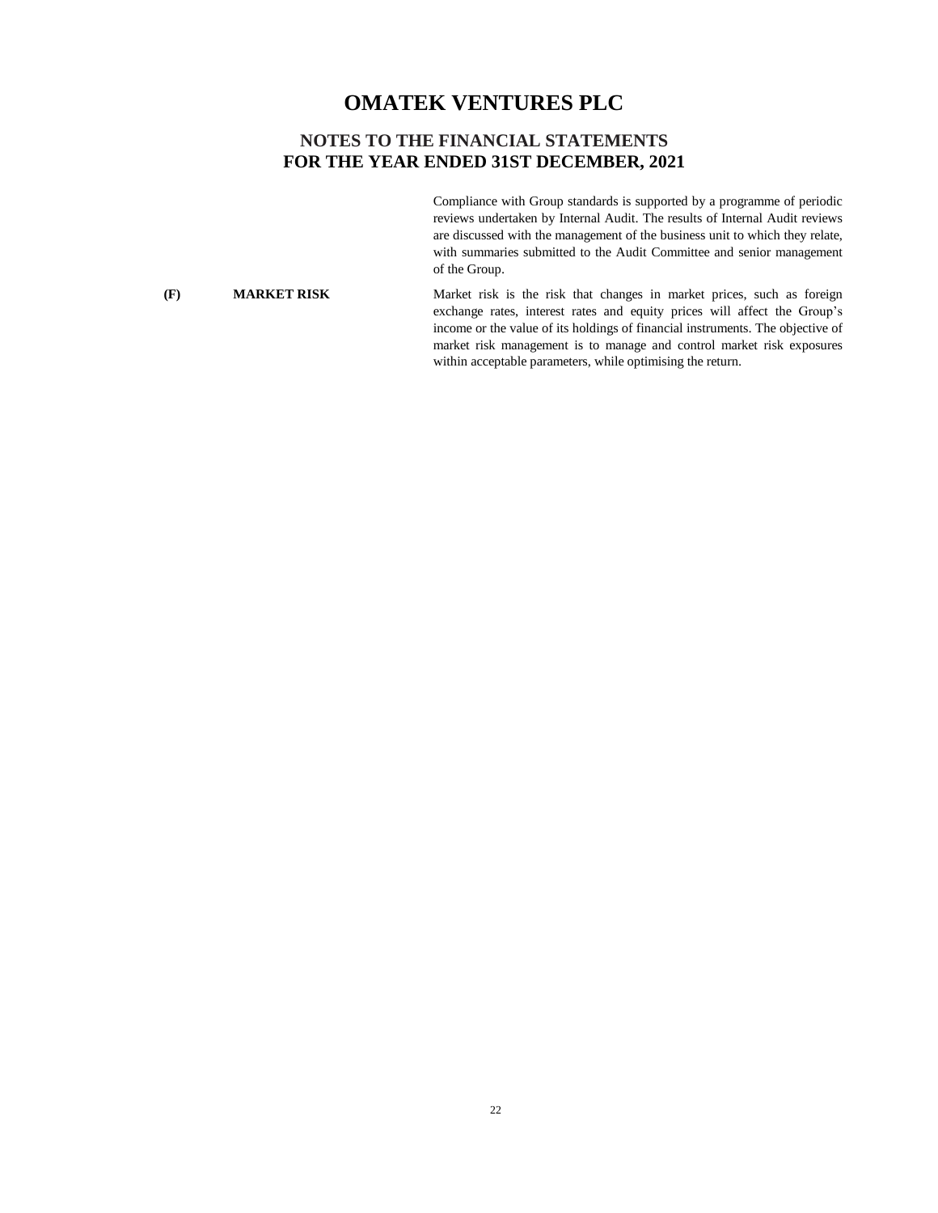Compliance with Group standards is supported by a programme of periodic reviews undertaken by Internal Audit. The results of Internal Audit reviews are discussed with the management of the business unit to which they relate, with summaries submitted to the Audit Committee and senior management of the Group.

**(F) MARKET RISK**

Market risk is the risk that changes in market prices, such as foreign exchange rates, interest rates and equity prices will affect the Group's income or the value of its holdings of financial instruments. The objective of market risk management is to manage and control market risk exposures within acceptable parameters, while optimising the return.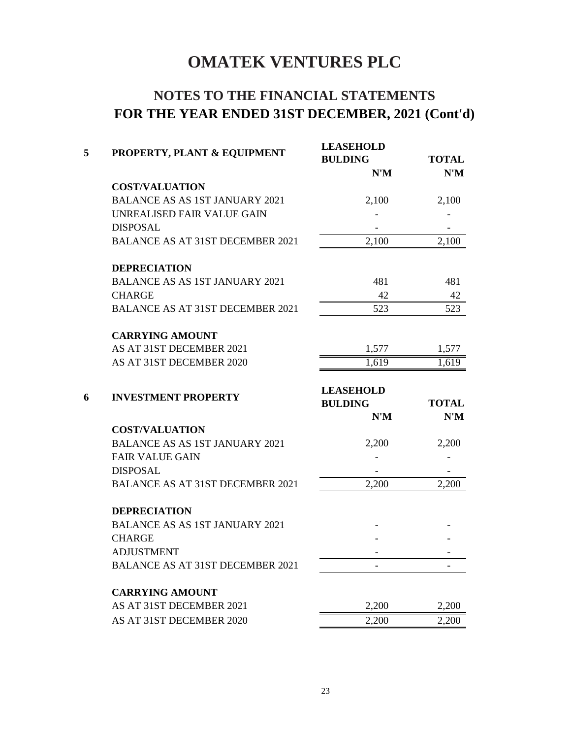# OMATEK VENTURES PLC

## NOTES TO THE FINANCIAL STATEMENTS
## FOR THE YEAR ENDED 31ST DECEMBER, 2021 (Cont'd)

### 5 PROPERTY, PLANT & EQUIPMENT

| | LEASEHOLD BULDING | TOTAL |
|---|---|---|
| | N'M | N'M |
| **COST/VALUATION** | | |
| BALANCE AS AS 1ST JANUARY 2021 | 2,100 | 2,100 |
| UNREALISED FAIR VALUE GAIN | - | - |
| DISPOSAL | - | - |
| BALANCE AS AT 31ST DECEMBER 2021 | 2,100 | 2,100 |
| **DEPRECIATION** | | |
| BALANCE AS AS 1ST JANUARY 2021 | 481 | 481 |
| CHARGE | 42 | 42 |
| BALANCE AS AT 31ST DECEMBER 2021 | 523 | 523 |
| **CARRYING AMOUNT** | | |
| AS AT 31ST DECEMBER 2021 | 1,577 | 1,577 |
| AS AT 31ST DECEMBER 2020 | 1,619 | 1,619 |

### 6 INVESTMENT PROPERTY

| | LEASEHOLD BULDING | TOTAL |
|---|---|---|
| | N'M | N'M |
| **COST/VALUATION** | | |
| BALANCE AS AS 1ST JANUARY 2021 | 2,200 | 2,200 |
| FAIR VALUE GAIN | - | - |
| DISPOSAL | - | - |
| BALANCE AS AT 31ST DECEMBER 2021 | 2,200 | 2,200 |
| **DEPRECIATION** | | |
| BALANCE AS AS 1ST JANUARY 2021 | - | - |
| CHARGE | - | - |
| ADJUSTMENT | - | - |
| BALANCE AS AT 31ST DECEMBER 2021 | - | - |
| **CARRYING AMOUNT** | | |
| AS AT 31ST DECEMBER 2021 | 2,200 | 2,200 |
| AS AT 31ST DECEMBER 2020 | 2,200 | 2,200 |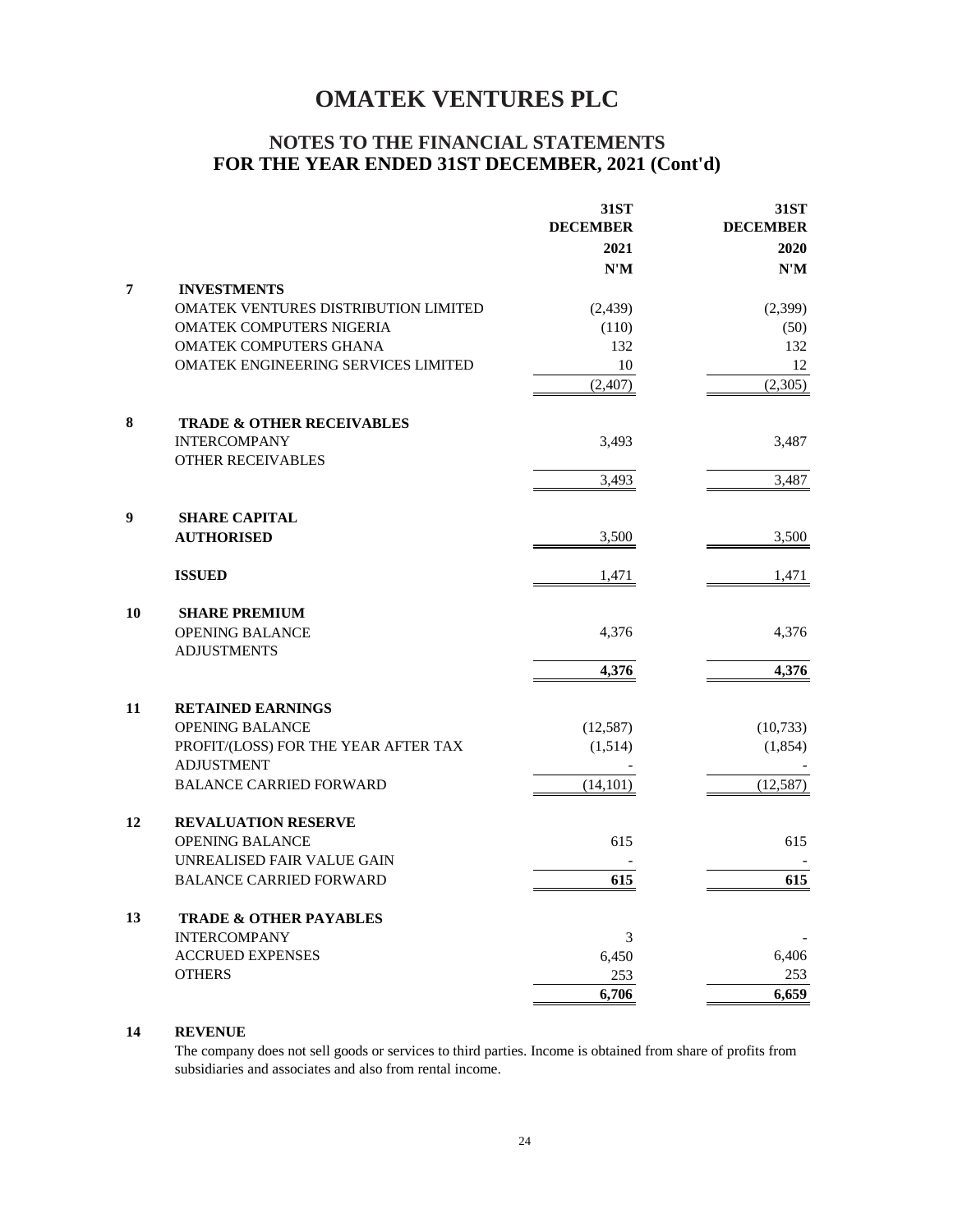# OMATEK VENTURES PLC

## NOTES TO THE FINANCIAL STATEMENTS FOR THE YEAR ENDED 31ST DECEMBER, 2021 (Cont'd)

| | | 31ST DECEMBER 2021 N'M | 31ST DECEMBER 2020 N'M |
|---|---|---|---|
| **7** | **INVESTMENTS** | | |
| | OMATEK VENTURES DISTRIBUTION LIMITED | (2,439) | (2,399) |
| | OMATEK COMPUTERS NIGERIA | (110) | (50) |
| | OMATEK COMPUTERS GHANA | 132 | 132 |
| | OMATEK ENGINEERING SERVICES LIMITED | 10 | 12 |
| | | (2,407) | (2,305) |
| **8** | **TRADE & OTHER RECEIVABLES** | | |
| | INTERCOMPANY | 3,493 | 3,487 |
| | OTHER RECEIVABLES | | |
| | | 3,493 | 3,487 |
| **9** | **SHARE CAPITAL** | | |
| | **AUTHORISED** | 3,500 | 3,500 |
| | **ISSUED** | 1,471 | 1,471 |
| **10** | **SHARE PREMIUM** | | |
| | OPENING BALANCE | 4,376 | 4,376 |
| | ADJUSTMENTS | | |
| | | **4,376** | **4,376** |
| **11** | **RETAINED EARNINGS** | | |
| | OPENING BALANCE | (12,587) | (10,733) |
| | PROFIT/(LOSS) FOR THE YEAR AFTER TAX | (1,514) | (1,854) |
| | ADJUSTMENT | - | - |
| | BALANCE CARRIED FORWARD | (14,101) | (12,587) |
| **12** | **REVALUATION RESERVE** | | |
| | OPENING BALANCE | 615 | 615 |
| | UNREALISED FAIR VALUE GAIN | - | - |
| | BALANCE CARRIED FORWARD | **615** | **615** |
| **13** | **TRADE & OTHER PAYABLES** | | |
| | INTERCOMPANY | 3 | - |
| | ACCRUED EXPENSES | 6,450 | 6,406 |
| | OTHERS | 253 | 253 |
| | | **6,706** | **6,659** |

**14 REVENUE**

The company does not sell goods or services to third parties. Income is obtained from share of profits from subsidiaries and associates and also from rental income.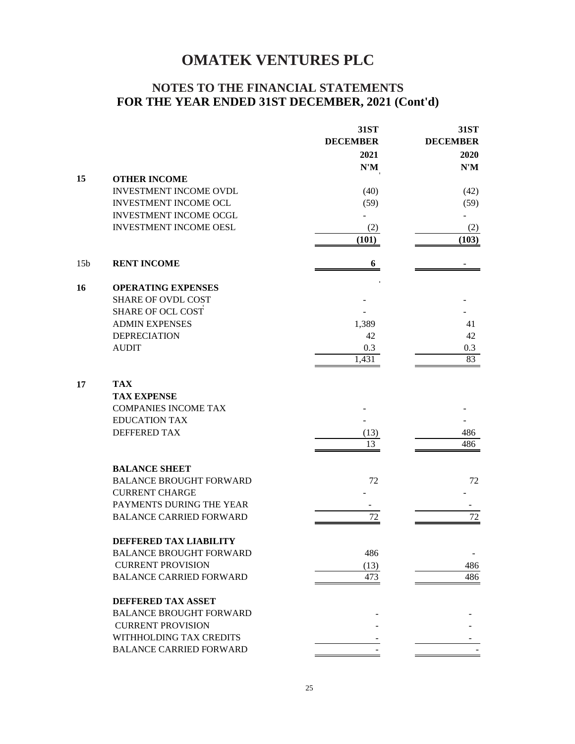# OMATEK VENTURES PLC

## NOTES TO THE FINANCIAL STATEMENTS
## FOR THE YEAR ENDED 31ST DECEMBER, 2021 (Cont'd)

| | | 31ST DECEMBER 2021 N'M | 31ST DECEMBER 2020 N'M |
|---|---|---|---|
| **15** | **OTHER INCOME** | | |
| | INVESTMENT INCOME OVDL | (40) | (42) |
| | INVESTMENT INCOME OCL | (59) | (59) |
| | INVESTMENT INCOME OCGL | - | - |
| | INVESTMENT INCOME OESL | (2) | (2) |
| | | **(101)** | **(103)** |
| 15b | **RENT INCOME** | **6** | - |
| **16** | **OPERATING EXPENSES** | | |
| | SHARE OF OVDL COST | - | - |
| | SHARE OF OCL COST | - | - |
| | ADMIN EXPENSES | 1,389 | 41 |
| | DEPRECIATION | 42 | 42 |
| | AUDIT | 0.3 | 0.3 |
| | | 1,431 | 83 |
| **17** | **TAX** | | |
| | **TAX EXPENSE** | | |
| | COMPANIES INCOME TAX | - | - |
| | EDUCATION TAX | - | - |
| | DEFFERED TAX | (13) | 486 |
| | | 13 | 486 |
| | **BALANCE SHEET** | | |
| | BALANCE BROUGHT FORWARD | 72 | 72 |
| | CURRENT CHARGE | - | - |
| | PAYMENTS DURING THE YEAR | - | - |
| | BALANCE CARRIED FORWARD | 72 | 72 |
| | **DEFFERED TAX LIABILITY** | | |
| | BALANCE BROUGHT FORWARD | 486 | - |
| | CURRENT PROVISION | (13) | 486 |
| | BALANCE CARRIED FORWARD | 473 | 486 |
| | **DEFFERED TAX ASSET** | | |
| | BALANCE BROUGHT FORWARD | - | - |
| | CURRENT PROVISION | - | - |
| | WITHHOLDING TAX CREDITS | - | - |
| | BALANCE CARRIED FORWARD | - | - |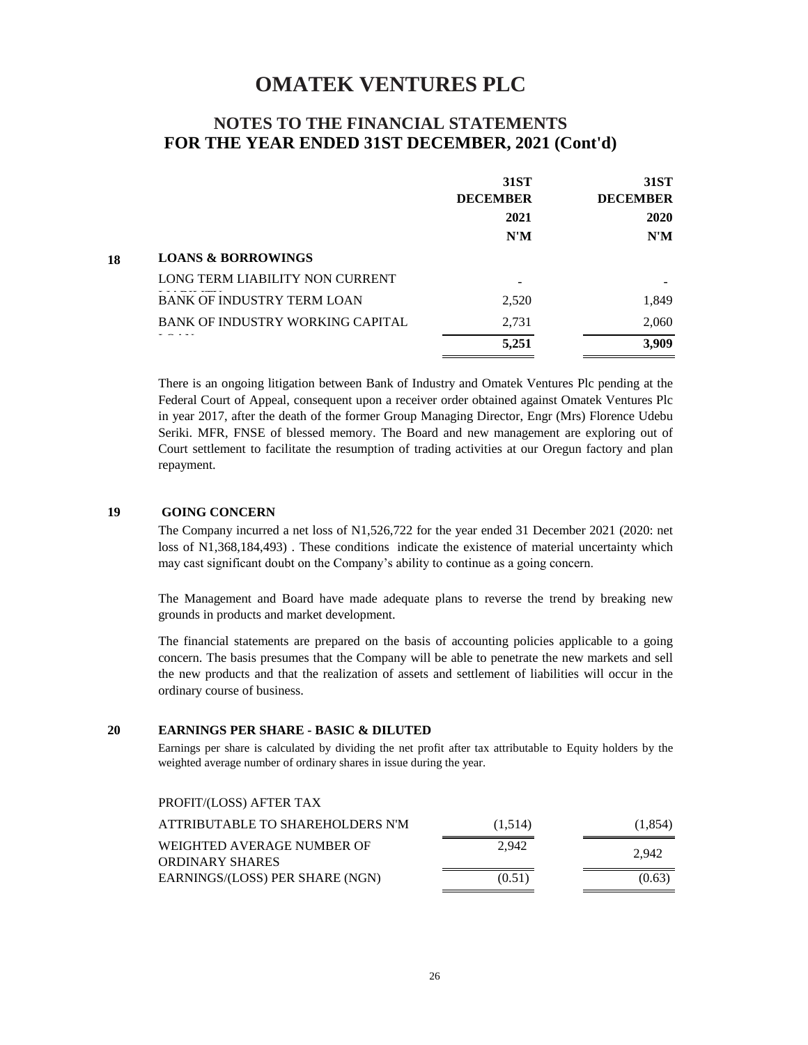# OMATEK VENTURES PLC

## NOTES TO THE FINANCIAL STATEMENTS
## FOR THE YEAR ENDED 31ST DECEMBER, 2021 (Cont'd)

| | | 31ST DECEMBER 2021 N'M | 31ST DECEMBER 2020 N'M |
|---|---|---|---|
| **18** | **LOANS & BORROWINGS** | | |
| | LONG TERM LIABILITY NON CURRENT | - | - |
| | BANK OF INDUSTRY TERM LOAN | 2,520 | 1,849 |
| | BANK OF INDUSTRY WORKING CAPITAL LOAN | 2,731 | 2,060 |
| | | **5,251** | **3,909** |

There is an ongoing litigation between Bank of Industry and Omatek Ventures Plc pending at the Federal Court of Appeal, consequent upon a receiver order obtained against Omatek Ventures Plc in year 2017, after the death of the former Group Managing Director, Engr (Mrs) Florence Udebu Seriki. MFR, FNSE of blessed memory. The Board and new management are exploring out of Court settlement to facilitate the resumption of trading activities at our Oregun factory and plan repayment.

### 19 GOING CONCERN

The Company incurred a net loss of N1,526,722 for the year ended 31 December 2021 (2020: net loss of N1,368,184,493) . These conditions indicate the existence of material uncertainty which may cast significant doubt on the Company's ability to continue as a going concern.

The Management and Board have made adequate plans to reverse the trend by breaking new grounds in products and market development.

The financial statements are prepared on the basis of accounting policies applicable to a going concern. The basis presumes that the Company will be able to penetrate the new markets and sell the new products and that the realization of assets and settlement of liabilities will occur in the ordinary course of business.

### 20 EARNINGS PER SHARE - BASIC & DILUTED

Earnings per share is calculated by dividing the net profit after tax attributable to Equity holders by the weighted average number of ordinary shares in issue during the year.

| | 2021 | 2020 |
|---|---|---|
| PROFIT/(LOSS) AFTER TAX ATTRIBUTABLE TO SHAREHOLDERS N'M | (1,514) | (1,854) |
| WEIGHTED AVERAGE NUMBER OF ORDINARY SHARES | 2,942 | 2,942 |
| EARNINGS/(LOSS) PER SHARE (NGN) | (0.51) | (0.63) |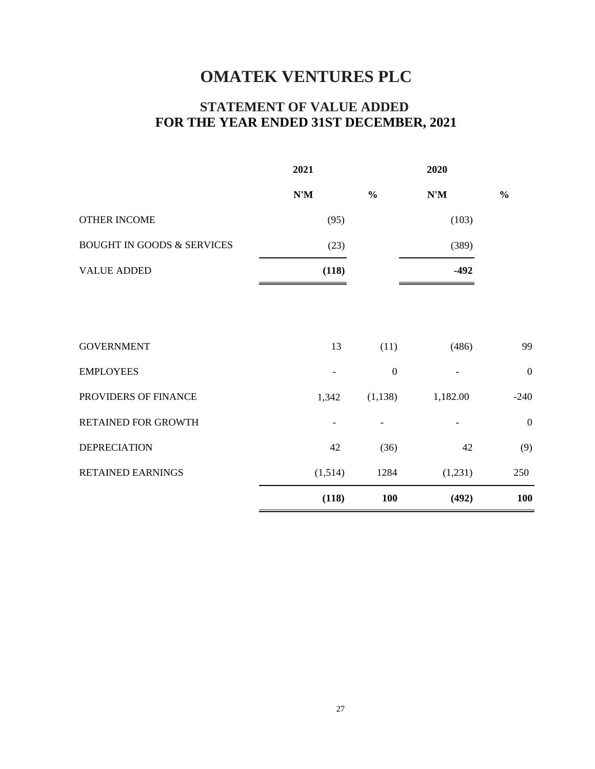# OMATEK VENTURES PLC

## STATEMENT OF VALUE ADDED
## FOR THE YEAR ENDED 31ST DECEMBER, 2021

| | 2021 | | 2020 | |
|---|---|---|---|---|
| | **N'M** | **%** | **N'M** | **%** |
| OTHER INCOME | (95) | | (103) | |
| BOUGHT IN GOODS & SERVICES | (23) | | (389) | |
| VALUE ADDED | **(118)** | | **-492** | |
| | | | | |
| GOVERNMENT | 13 | (11) | (486) | 99 |
| EMPLOYEES | - | 0 | - | 0 |
| PROVIDERS OF FINANCE | 1,342 | (1,138) | 1,182.00 | -240 |
| RETAINED FOR GROWTH | - | - | - | 0 |
| DEPRECIATION | 42 | (36) | 42 | (9) |
| RETAINED EARNINGS | (1,514) | 1284 | (1,231) | 250 |
| | **(118)** | **100** | **(492)** | **100** |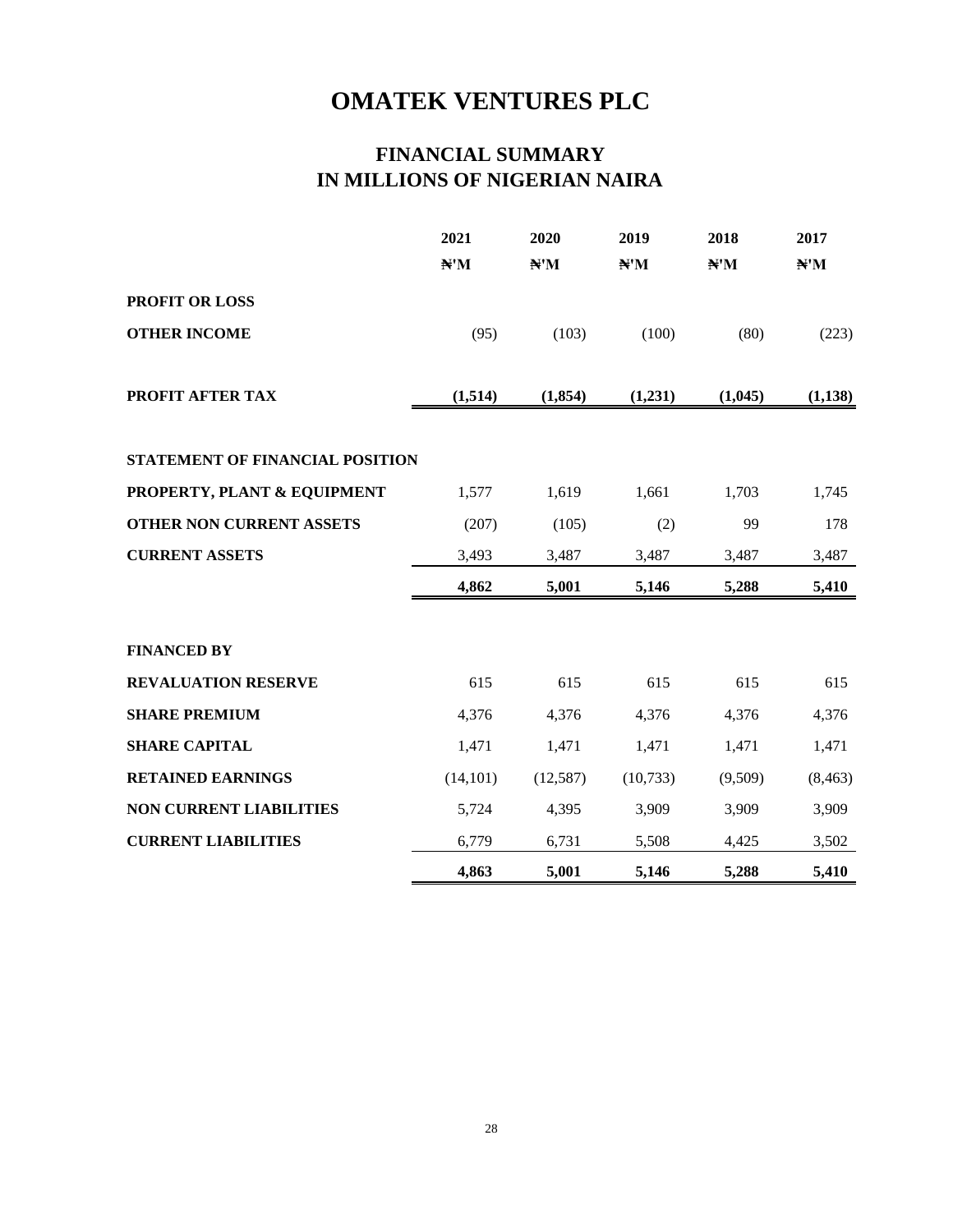# OMATEK VENTURES PLC

## FINANCIAL SUMMARY
## IN MILLIONS OF NIGERIAN NAIRA

| | 2021 | 2020 | 2019 | 2018 | 2017 |
|---|---|---|---|---|---|
| | ₦'M | ₦'M | ₦'M | ₦'M | ₦'M |
| **PROFIT OR LOSS** | | | | | |
| **OTHER INCOME** | (95) | (103) | (100) | (80) | (223) |
| **PROFIT AFTER TAX** | **(1,514)** | **(1,854)** | **(1,231)** | **(1,045)** | **(1,138)** |
| **STATEMENT OF FINANCIAL POSITION** | | | | | |
| **PROPERTY, PLANT & EQUIPMENT** | 1,577 | 1,619 | 1,661 | 1,703 | 1,745 |
| **OTHER NON CURRENT ASSETS** | (207) | (105) | (2) | 99 | 178 |
| **CURRENT ASSETS** | 3,493 | 3,487 | 3,487 | 3,487 | 3,487 |
| | **4,862** | **5,001** | **5,146** | **5,288** | **5,410** |
| **FINANCED BY** | | | | | |
| **REVALUATION RESERVE** | 615 | 615 | 615 | 615 | 615 |
| **SHARE PREMIUM** | 4,376 | 4,376 | 4,376 | 4,376 | 4,376 |
| **SHARE CAPITAL** | 1,471 | 1,471 | 1,471 | 1,471 | 1,471 |
| **RETAINED EARNINGS** | (14,101) | (12,587) | (10,733) | (9,509) | (8,463) |
| **NON CURRENT LIABILITIES** | 5,724 | 4,395 | 3,909 | 3,909 | 3,909 |
| **CURRENT LIABILITIES** | 6,779 | 6,731 | 5,508 | 4,425 | 3,502 |
| | **4,863** | **5,001** | **5,146** | **5,288** | **5,410** |